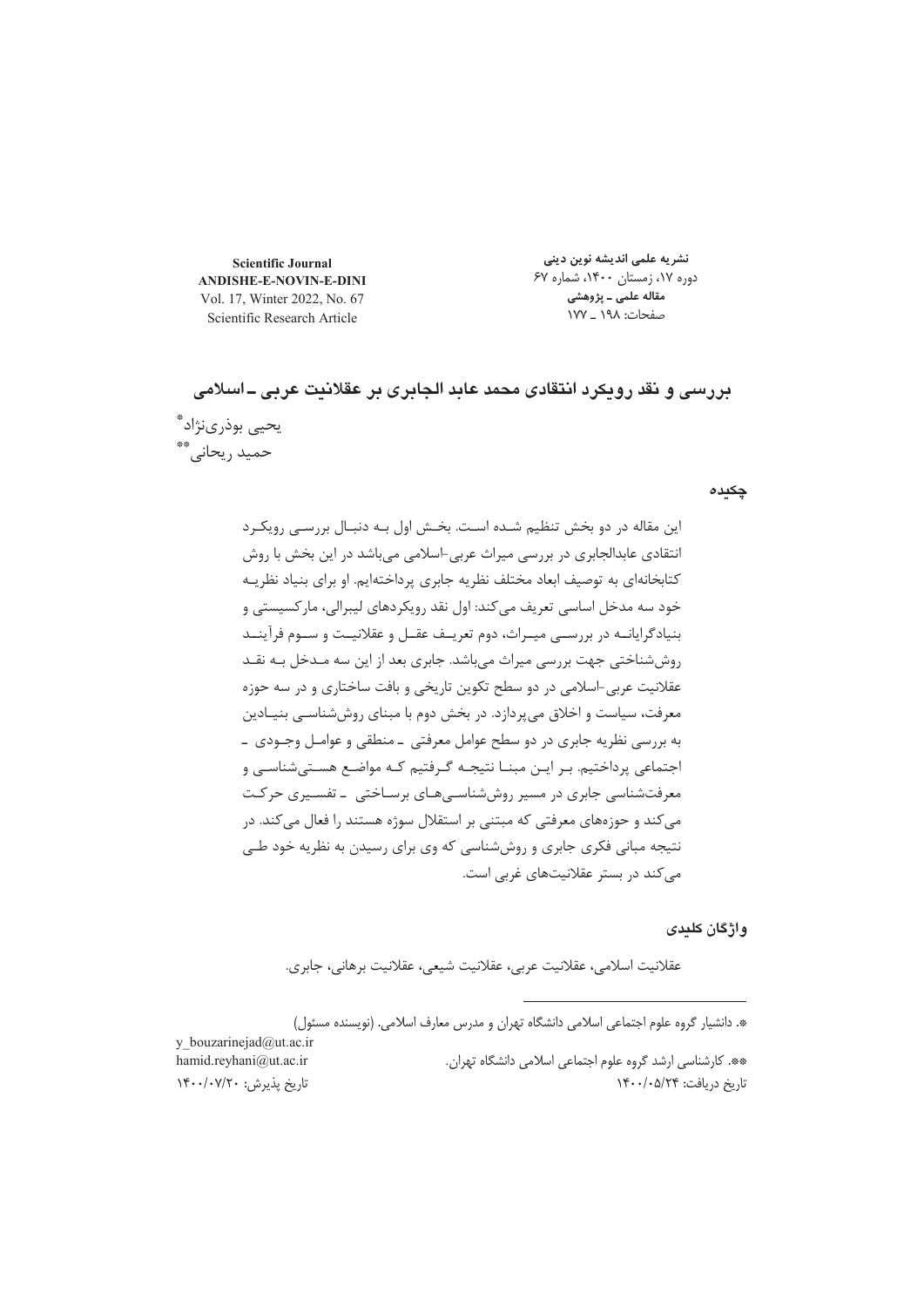**نشریه علمی اندیشه نوین دینی**
دوره ۱۷، زمستان ۱۴۰۰، شماره ۶۷
**مقاله علمی ـ پژوهشی**
صفحات: ۱۹۸ ـ ۱۷۷

**Scientific Journal**
**ANDISHE-E-NOVIN-E-DINI**
Vol. 17, Winter 2022, No. 67
Scientific Research Article

# بررسی و نقد رویکرد انتقادی محمد عابد الجابری بر عقلانیت عربی ـ اسلامی

یحیی بوذری‌نژاد[*]
حمید ریحانی[**]

## چکیده

این مقاله در دو بخش تنظیم شده است. بخش اول به دنبال بررسی رویکرد انتقادی عابدالجابری در بررسی میراث عربی-اسلامی می‌باشد در این بخش با روش کتابخانه‌ای به توصیف ابعاد مختلف نظریه جابری پرداخته‌ایم. او برای بنیاد نظریه خود سه مدخل اساسی تعریف می‌کند: اول نقد رویکردهای لیبرالی، مارکسیستی و بنیادگرایانه در بررسی میراث، دوم تعریف عقل و عقلانیت و سوم فرآیند روش‌شناختی جهت بررسی میراث می‌باشد. جابری بعد از این سه مدخل به نقد عقلانیت عربی-اسلامی در دو سطح تکوین تاریخی و بافت ساختاری و در سه حوزه معرفت، سیاست و اخلاق می‌پردازد. در بخش دوم با مبنای روش‌شناسی بنیادین به بررسی نظریه جابری در دو سطح عوامل معرفتی ـ منطقی و عوامل وجودی ـ اجتماعی پرداختیم. بر این مبنا نتیجه گرفتیم که مواضع هستی‌شناسی و معرفت‌شناسی جابری در مسیر روش‌شناسی‌های برساختی ـ تفسیری حرکت می‌کند و حوزه‌های معرفتی که مبتنی بر استقلال سوژه هستند را فعال می‌کند. در نتیجه مبانی فکری جابری و روش‌شناسی که وی برای رسیدن به نظریه خود طی می‌کند در بستر عقلانیت‌های غربی است.

## واژگان کلیدی

عقلانیت اسلامی، عقلانیت عربی، عقلانیت شیعی، عقلانیت برهانی، جابری.

---

*. دانشیار گروه علوم اجتماعی اسلامی دانشگاه تهران و مدرس معارف اسلامی. (نویسنده مسئول)
y_bouzarinejad@ut.ac.ir

**. کارشناسی ارشد گروه علوم اجتماعی اسلامی دانشگاه تهران.
hamid.reyhani@ut.ac.ir

تاریخ دریافت: ۱۴۰۰/۰۵/۲۴
تاریخ پذیرش: ۱۴۰۰/۰۷/۲۰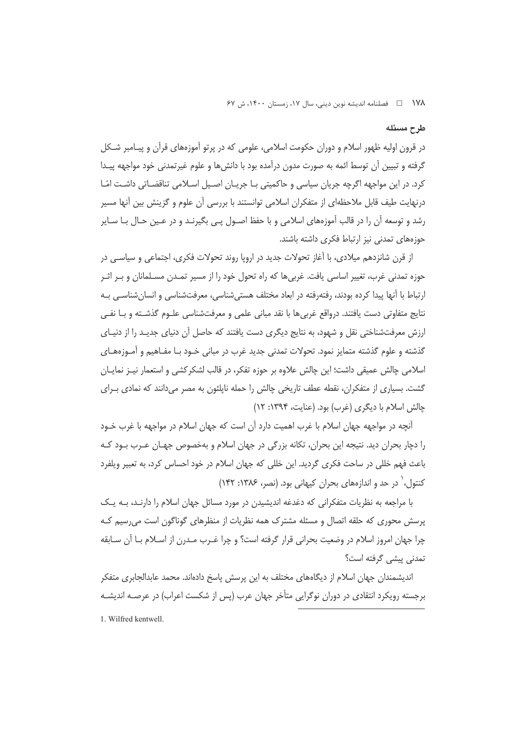## طرح مسئله

در قرون اولیه ظهور اسلام و دوران حکومت اسلامی، علومی که در پرتو آموزه‌های قرآن و پیامبر شکل گرفته و تبیین آن توسط ائمه به صورت مدون درآمده بود با دانش‌ها و علوم غیرتمدنی خود مواجهه پیدا کرد. در این مواجهه اگرچه جریان سیاسی و حاکمیتی با جریان اصیل اسلامی تناقضاتی داشت امّا درنهایت طیف قابل ملاحظه‌ای از متفکران اسلامی توانستند با بررسی آن علوم و گزینش بین آنها مسیر رشد و توسعه آن را در قالب آموزه‌های اسلامی و با حفظ اصول پی بگیرند و در عین حال با سایر حوزه‌های تمدنی نیز ارتباط فکری داشته باشند.

از قرن شانزدهم میلادی، با آغاز تحولات جدید در اروپا روند تحولات فکری، اجتماعی و سیاسی در حوزه تمدنی غرب، تغییر اساسی یافت. غربی‌ها که راه تحول خود را از مسیر تمدن مسلمانان و بر اثر ارتباط با آنها پیدا کرده بودند، رفته‌رفته در ابعاد مختلف هستی‌شناسی، معرفت‌شناسی و انسان‌شناسی به نتایج متفاوتی دست یافتند. درواقع غربی‌ها با نقد مبانی علمی و معرفت‌شناسی علوم گذشته و با نفی ارزش معرفت‌شناختی نقل و شهود، به نتایج دیگری دست یافتند که حاصل آن دنیای جدید را از دنیای گذشته و علوم گذشته متمایز نمود. تحولات تمدنی جدید غرب در مبانی خود با مفاهیم و آموزه‌های اسلامی چالش عمیقی داشت؛ این چالش علاوه بر حوزه تفکر، در قالب لشکرکشی و استعمار نیز نمایان گشت. بسیاری از متفکران، نقطه عطف تاریخی چالش را حمله ناپلئون به مصر می‌دانند که نمادی برای چالش اسلام با دیگری (غرب) بود. (عنایت، ۱۳۹۴: ۱۲)

آنچه در مواجهه جهان اسلام با غرب اهمیت دارد آن است که جهان اسلام در مواجهه با غرب خود را دچار بحران دید. نتیجه این بحران، تکانه بزرگی در جهان اسلام و به‌خصوص جهان عرب بود که باعث فهم خللی در ساحت فکری گردید. این خللی که جهان اسلام در خود احساس کرد، به تعبیر ویلفرد کنتول،[1] در حد و اندازه‌های بحران کیهانی بود. (نصر، ۱۳۸۶: ۱۴۲)

با مراجعه به نظریات متفکرانی که دغدغه اندیشیدن در مورد مسائل جهان اسلام را دارند، به یک پرسش محوری که حلقه اتصال و مسئله مشترک همه نظریات از منظرهای گوناگون است می‌رسیم که چرا جهان امروز اسلام در وضعیت بحرانی قرار گرفته است؟ و چرا غرب مدرن از اسلام با آن سابقه تمدنی پیشی گرفته است؟

اندیشمندان جهان اسلام از دیگاه‌های مختلف به این پرسش پاسخ داده‌اند. محمد عابدالجابری متفکر برجسته رویکرد انتقادی در دوران نوگرایی متأخر جهان عرب (پس از شکست اعراب) در عرصه اندیشه

---

1. Wilfred kentwell.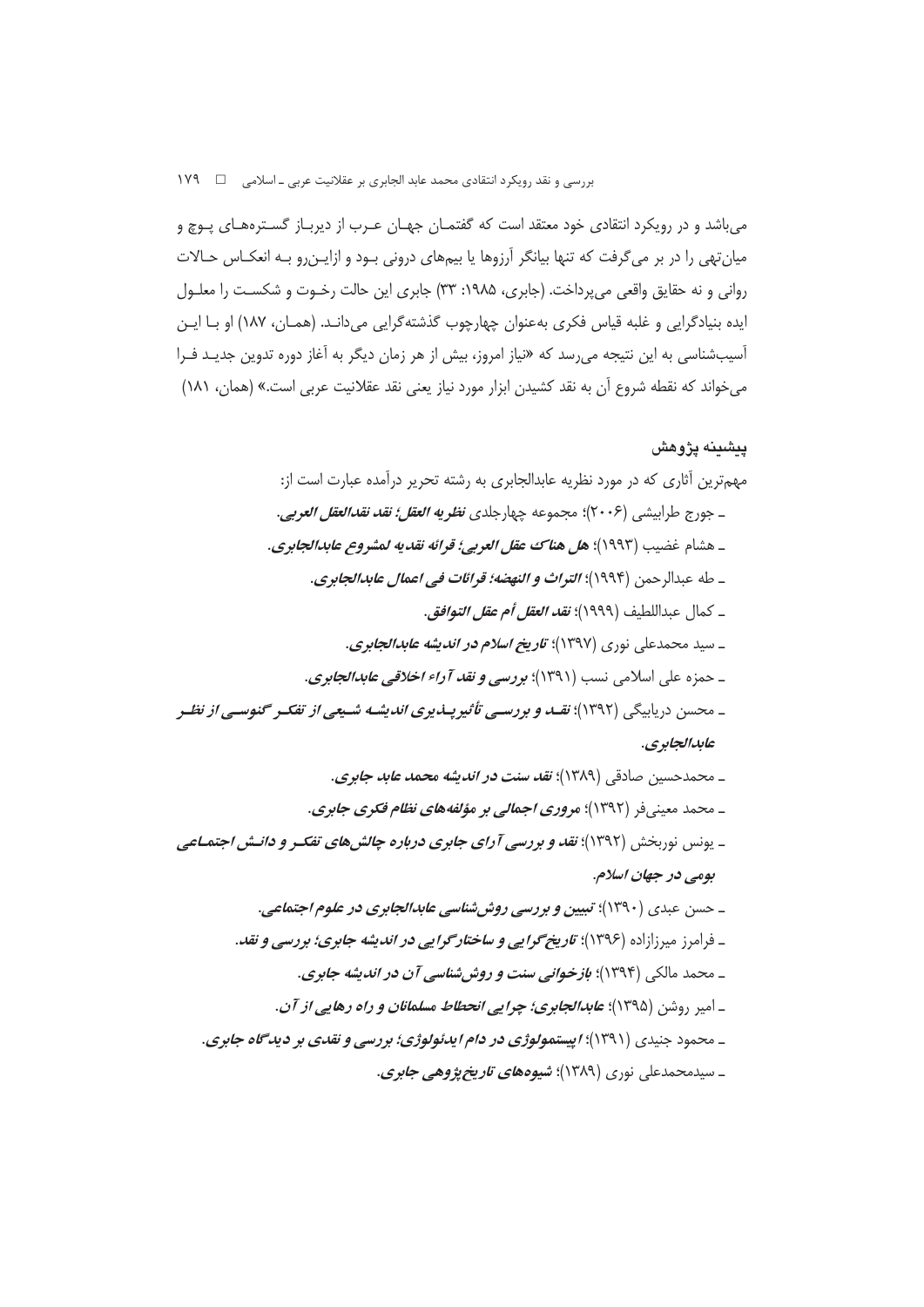می‌باشد و در رویکرد انتقادی خود معتقد است که گفتمان جهان عرب از دیرباز گستره‌های پوچ و میان‌تهی را در بر می‌گرفت که تنها بیانگر آرزوها یا بیم‌های درونی بود و ازاین‌رو به انعکاس حالات روانی و نه حقایق واقعی می‌پرداخت. (جابری، ۱۹۸۵: ۳۳) جابری این حالت رخوت و شکست را معلول ایده بنیادگرایی و غلبه قیاس فکری به‌عنوان چهارچوب گذشته‌گرایی می‌داند. (همان، ۱۸۷) او با این آسیب‌شناسی به این نتیجه می‌رسد که «نیاز امروز، بیش از هر زمان دیگر به آغاز دوره تدوین جدید فرا می‌خواند که نقطه شروع آن به نقد کشیدن ابزار مورد نیاز یعنی نقد عقلانیت عربی است.» (همان، ۱۸۱)

## پیشینه پژوهش

مهم‌ترین آثاری که در مورد نظریه عابدالجابری به رشته تحریر درآمده عبارت است از:

- جورج طرابیشی (۲۰۰۶)؛ مجموعه چهارجلدی ***نظریه العقل؛ نقد نقدالعقل العربی.***
- هشام غضیب (۱۹۹۳)؛ ***هل هناک عقل العربی؛ قرائه نقدیه لمشروع عابدالجابری.***
- طه عبدالرحمن (۱۹۹۴)؛ ***التراث و النهضه؛ قرائات فی اعمال عابدالجابری.***
- کمال عبداللطیف (۱۹۹۹)؛ ***نقد العقل أم عقل التوافق.***
- سید محمدعلی نوری (۱۳۹۷)؛ ***تاریخ اسلام در اندیشه عابدالجابری.***
- حمزه علی اسلامی نسب (۱۳۹۱)؛ ***بررسی و نقد آراء اخلاقی عابدالجابری.***
- محسن دریابیگی (۱۳۹۲)؛ ***نقد و بررسی تأثیرپذیری اندیشه شیعی از تفکر گنوسی از نظر عابدالجابری.***
- محمدحسین صادقی (۱۳۸۹)؛ ***نقد سنت در اندیشه محمد عابد جابری.***
- محمد معینی‌فر (۱۳۹۲)؛ ***مروری اجمالی بر مؤلفه‌های نظام فکری جابری.***
- یونس نوربخش (۱۳۹۲)؛ ***نقد و بررسی آرای جابری درباره چالش‌های تفکر و دانش اجتماعی بومی در جهان اسلام.***
- حسن عبدی (۱۳۹۰)؛ ***تبیین و بررسی روش‌شناسی عابدالجابری در علوم اجتماعی.***
- فرامرز میرزازاده (۱۳۹۶)؛ ***تاریخ‌گرایی و ساختارگرایی در اندیشه جابری؛ بررسی و نقد.***
- محمد مالکی (۱۳۹۴)؛ ***بازخوانی سنت و روش‌شناسی آن در اندیشه جابری.***
- امیر روشن (۱۳۹۵)؛ ***عابدالجابری؛ چرایی انحطاط مسلمانان و راه رهایی از آن.***
- محمود جنیدی (۱۳۹۱)؛ ***اپیستمولوژی در دام ایدئولوژی؛ بررسی و نقدی بر دیدگاه جابری.***
- سیدمحمدعلی نوری (۱۳۸۹)؛ ***شیوه‌های تاریخ‌پژوهی جابری.***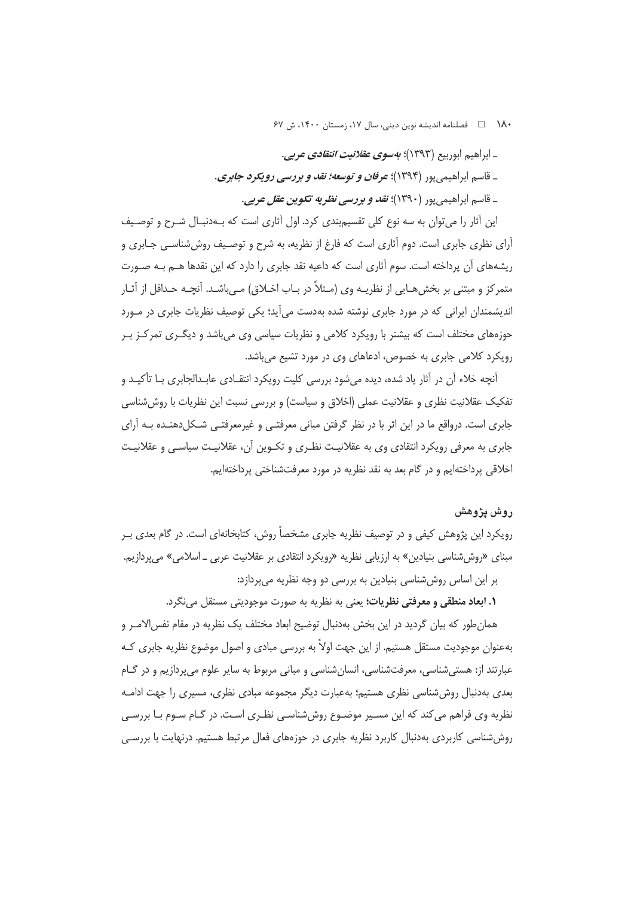- ابراهیم ابوربیع (۱۳۹۳)؛ ***به‌سوی عقلانیت انتقادی عربی***.

- قاسم ابراهیمی‌پور (۱۳۹۴)؛ ***عرفان و توسعه؛ نقد و بررسی رویکرد جابری***.

- قاسم ابراهیمی‌پور (۱۳۹۰)؛ ***نقد و بررسی نظریه تکوین عقل عربی***.

این آثار را می‌توان به سه نوع کلی تقسیم‌بندی کرد. اول آثاری است که به‌دنبال شرح و توصیف آرای نظری جابری است. دوم آثاری است که فارغ از نظریه، به شرح و توصیف روش‌شناسی جابری و ریشه‌های آن پرداخته است. سوم آثاری است که داعیه نقد جابری را دارد که این نقدها هم به صورت متمرکز و مبتنی بر بخش‌هایی از نظریه وی (مثلاً در باب اخلاق) می‌باشد. آنچه حداقل از آثار اندیشمندان ایرانی که در مورد جابری نوشته شده به‌دست می‌آید؛ یکی توصیف نظریات جابری در مورد حوزه‌های مختلف است که بیشتر با رویکرد کلامی و نظریات سیاسی وی می‌باشد و دیگری تمرکز بر رویکرد کلامی جابری به خصوص، ادعاهای وی در مورد تشیع می‌باشد.

آنچه خلاء آن در آثار یاد شده، دیده می‌شود بررسی کلیت رویکرد انتقادی عابدالجابری با تأکید و تفکیک عقلانیت نظری و عقلانیت عملی (اخلاق و سیاست) و بررسی نسبت این نظریات با روش‌شناسی جابری است. درواقع ما در این اثر با در نظر گرفتن مبانی معرفتی و غیرمعرفتی شکل‌دهنده به آرای جابری به معرفی رویکرد انتقادی وی به عقلانیت نظری و تکوین آن، عقلانیت سیاسی و عقلانیت اخلاقی پرداخته‌ایم و در گام بعد به نقد نظریه در مورد معرفت‌شناختی پرداخته‌ایم.

## روش پژوهش

رویکرد این پژوهش کیفی و در توصیف نظریه جابری مشخصاً روش، کتابخانه‌ای است. در گام بعدی بر مبنای «روش‌شناسی بنیادین» به ارزیابی نظریه «رویکرد انتقادی بر عقلانیت عربی ـ اسلامی» می‌پردازیم.

بر این اساس روش‌شناسی بنیادین به بررسی دو وجه نظریه می‌پردازد:

**۱. ابعاد منطقی و معرفتی نظریات**؛ یعنی به نظریه به صورت موجودیتی مستقل می‌نگرد.

همان‌طور که بیان گردید در این بخش به‌دنبال توضیح ابعاد مختلف یک نظریه در مقام نفس‌الامر و به‌عنوان موجودیت مستقل هستیم. از این جهت اولاً به بررسی مبادی و اصول موضوع نظریه جابری که عبارتند از: هستی‌شناسی، معرفت‌شناسی، انسان‌شناسی و مبانی مربوط به سایر علوم می‌پردازیم و در گام بعدی به‌دنبال روش‌شناسی نظری هستیم؛ به‌عبارت دیگر مجموعه مبادی نظری، مسیری را جهت ادامه نظریه وی فراهم می‌کند که این مسیر موضوع روش‌شناسی نظری است. در گام سوم با بررسی روش‌شناسی کاربردی به‌دنبال کاربرد نظریه جابری در حوزه‌های فعال مرتبط هستیم. درنهایت با بررسی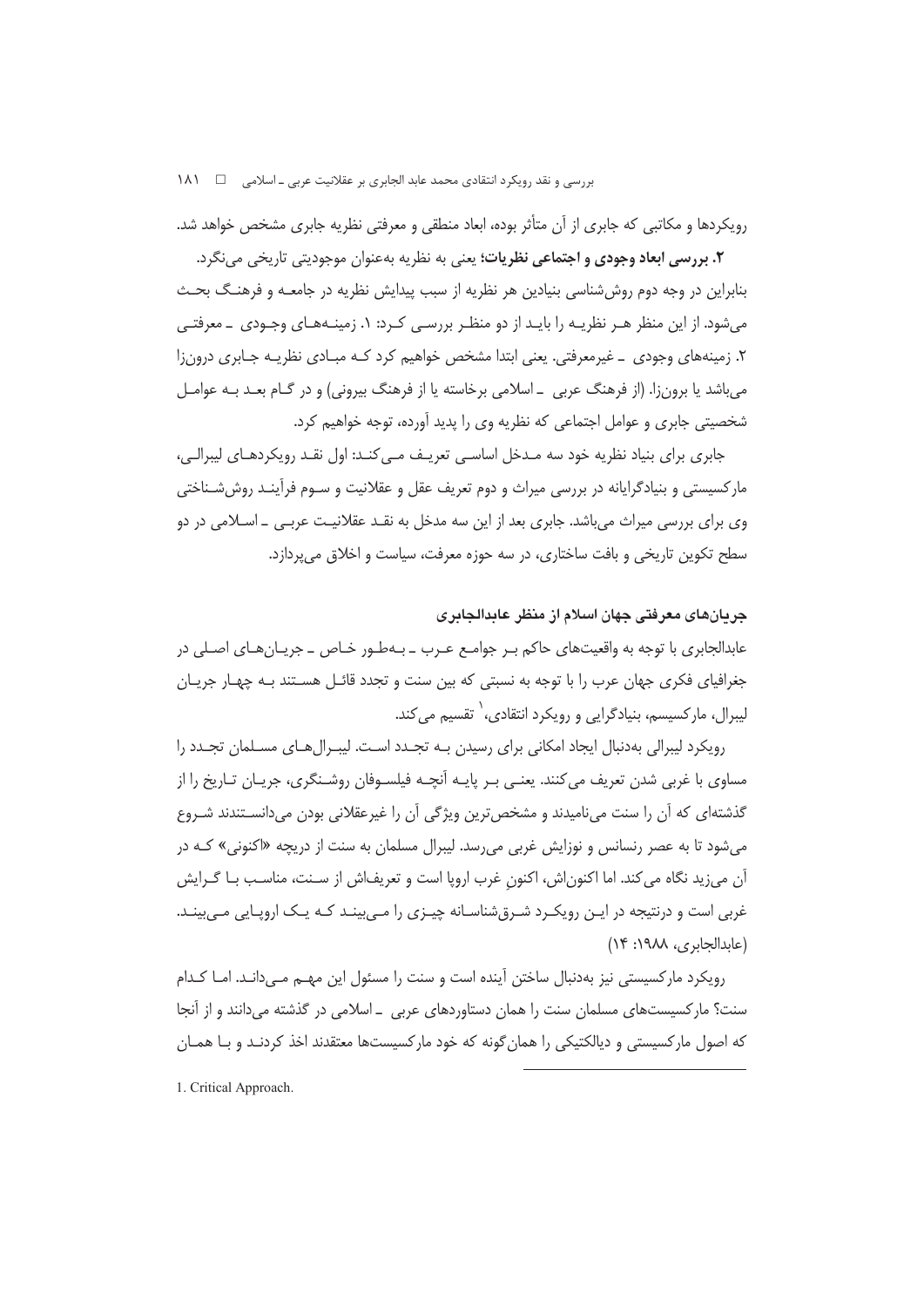رویکردها و مکاتبی که جابری از آن متأثر بوده، ابعاد منطقی و معرفتی نظریه جابری مشخص خواهد شد.

**۲. بررسی ابعاد وجودی و اجتماعی نظریات؛** یعنی به نظریه به‌عنوان موجودیتی تاریخی می‌نگرد. بنابراین در وجه دوم روش‌شناسی بنیادین هر نظریه از سبب پیدایش نظریه در جامعه و فرهنگ بحث می‌شود. از این منظر هر نظریه را باید از دو منظر بررسی کرد: ۱. زمینه‌های وجودی ـ معرفتی ۲. زمینه‌های وجودی ـ غیرمعرفتی. یعنی ابتدا مشخص خواهیم کرد که مبادی نظریه جابری درون‌زا می‌باشد یا برون‌زا. (از فرهنگ عربی ـ اسلامی برخاسته یا از فرهنگ بیرونی) و در گام بعد به عوامل شخصیتی جابری و عوامل اجتماعی که نظریه وی را پدید آورده، توجه خواهیم کرد.

جابری برای بنیاد نظریه خود سه مدخل اساسی تعریف می‌کند: اول نقد رویکردهای لیبرالی، مارکسیستی و بنیادگرایانه در بررسی میراث و دوم تعریف عقل و عقلانیت و سوم فرآیند روش‌شناختی وی برای بررسی میراث می‌باشد. جابری بعد از این سه مدخل به نقد عقلانیت عربی ـ اسلامی در دو سطح تکوین تاریخی و بافت ساختاری، در سه حوزه معرفت، سیاست و اخلاق می‌پردازد.

### جریان‌های معرفتی جهان اسلام از منظر عابدالجابری

عابدالجابری با توجه به واقعیت‌های حاکم بر جوامع عرب ـ به‌طور خاص ـ جریان‌های اصلی در جغرافیای فکری جهان عرب را با توجه به نسبتی که بین سنت و تجدد قائل هستند به چهار جریان لیبرال، مارکسیسم، بنیادگرایی و رویکرد انتقادی،[1] تقسیم می‌کند.

رویکرد لیبرالی به‌دنبال ایجاد امکانی برای رسیدن به تجدد است. لیبرال‌های مسلمان تجدد را مساوی با غربی شدن تعریف می‌کنند. یعنی بر پایه آنچه فیلسوفان روشنگری، جریان تاریخ را از گذشته‌ای که آن را سنت می‌نامیدند و مشخص‌ترین ویژگی آن را غیرعقلانی بودن می‌دانستند شروع می‌شود تا به عصر رنسانس و نوزایش غربی می‌رسد. لیبرال مسلمان به سنت از دریچه «اکنونی» که در آن می‌زید نگاه می‌کند. اما اکنون‌اش، اکنونِ غرب اروپا است و تعریف‌اش از سنت، مناسب با گرایش غربی است و درنتیجه در این رویکرد شرق‌شناسانه چیزی را می‌بینند که یک اروپایی می‌بیند. (عابدالجابری، ۱۹۸۸: ۱۴)

رویکرد مارکسیستی نیز به‌دنبال ساختن آینده است و سنت را مسئول این مهم می‌داند. اما کدام سنت؟ مارکسیست‌های مسلمان سنت را همان دستاوردهای عربی ـ اسلامی در گذشته می‌دانند و از آنجا که اصول مارکسیستی و دیالکتیکی را همان‌گونه که خود مارکسیست‌ها معتقدند اخذ کردند و با همان

---

1. Critical Approach.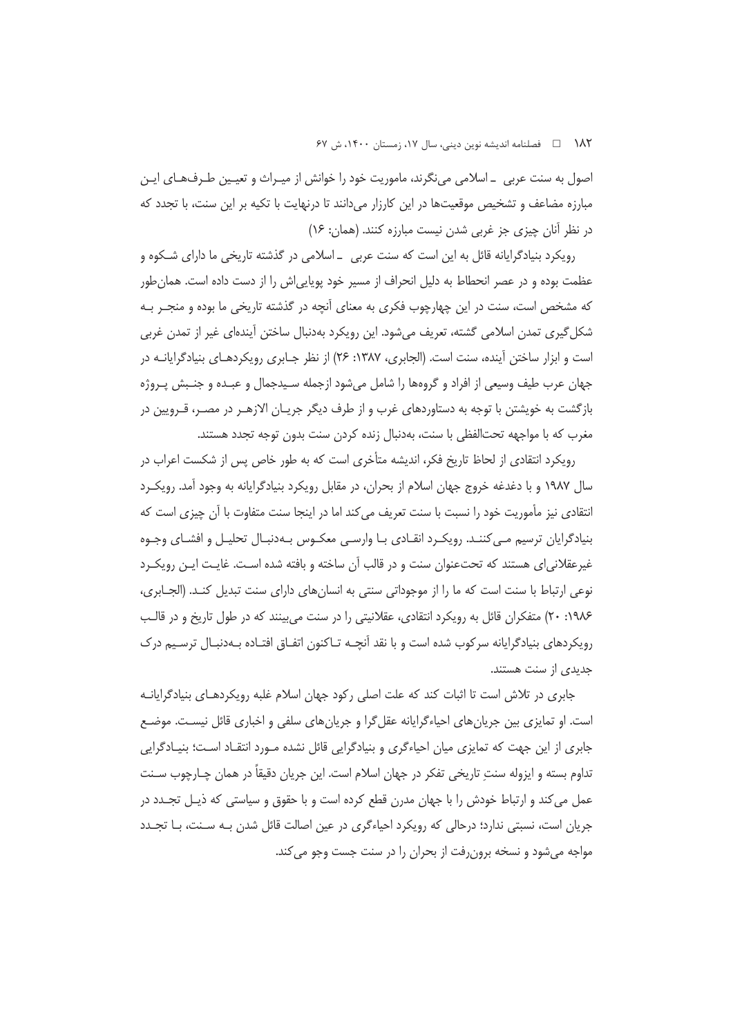اصول به سنت عربی ـ اسلامی می‌نگرند، ماموریت خود را خوانش از میراث و تعیین طرف‌های این مبارزه مضاعف و تشخیص موقعیت‌ها در این کارزار می‌دانند تا درنهایت با تکیه بر این سنت، با تجدد که در نظر آنان چیزی جز غربی شدن نیست مبارزه کنند. (همان: ۱۶)

رویکرد بنیادگرایانه قائل به این است که سنت عربی ـ اسلامی در گذشته تاریخی ما دارای شکوه و عظمت بوده و در عصر انحطاط به دلیل انحراف از مسیر خود پویایی‌اش را از دست داده است. همان‌طور که مشخص است، سنت در این چهارچوب فکری به معنای آنچه در گذشته تاریخی ما بوده و منجر به شکل‌گیری تمدن اسلامی گشته، تعریف می‌شود. این رویکرد به‌دنبال ساختن آینده‌ای غیر از تمدن غربی است و ابزار ساختن آینده، سنت است. (الجابری، ۱۳۸۷: ۲۶) از نظر جابری رویکردهای بنیادگرایانه در جهان عرب طیف وسیعی از افراد و گروه‌ها را شامل می‌شود ازجمله سیدجمال و عبده و جنبش پروژه بازگشت به خویشتن با توجه به دستاوردهای غرب و از طرف دیگر جریان الازهر در مصر، قرویین در مغرب که با مواجهه تحت‌الفظی با سنت، به‌دنبال زنده کردن سنت بدون توجه تجدد هستند.

رویکرد انتقادی از لحاظ تاریخ فکر، اندیشه متأخری است که به طور خاص پس از شکست اعراب در سال ۱۹۸۷ و با دغدغه خروج جهان اسلام از بحران، در مقابل رویکرد بنیادگرایانه به وجود آمد. رویکرد انتقادی نیز مأموریت خود را نسبت با سنت تعریف می‌کند اما در اینجا سنت متفاوت با آن چیزی است که بنیادگرایان ترسیم می‌کنند. رویکرد انقادی با وارسی معکوس به‌دنبال تحلیل و افشای وجوه غیرعقلانی‌ای هستند که تحت‌عنوان سنت و در قالب آن ساخته و بافته شده است. غایت این رویکرد نوعی ارتباط با سنت است که ما را از موجوداتی سنتی به انسان‌های دارای سنت تبدیل کند. (الجابری، ۱۹۸۶: ۲۰) متفکران قائل به رویکرد انتقادی، عقلانیتی را در سنت می‌بینند که در طول تاریخ و در قالب رویکردهای بنیادگرایانه سرکوب شده است و با نقد آنچه تاکنون اتفاق افتاده به‌دنبال ترسیم درک جدیدی از سنت هستند.

جابری در تلاش است تا اثبات کند که علت اصلی رکود جهان اسلام غلبه رویکردهای بنیادگرایانه است. او تمایزی بین جریان‌های احیاءگرایانه عقل‌گرا و جریان‌های سلفی و اخباری قائل نیست. موضع جابری از این جهت که تمایزی میان احیاءگری و بنیادگرایی قائل نشده مورد انتقاد است؛ بنیادگرایی تداوم بسته و ایزوله سنتِ تاریخی تفکر در جهان اسلام است. این جریان دقیقاً در همان چارچوب سنت عمل می‌کند و ارتباط خودش را با جهان مدرن قطع کرده است و با حقوق و سیاستی که ذیل تجدد در جریان است، نسبتی ندارد؛ درحالی که رویکرد احیاءگری در عین اصالت قائل شدن به سنت، با تجدد مواجه می‌شود و نسخه برون‌رفت از بحران را در سنت جست وجو می‌کند.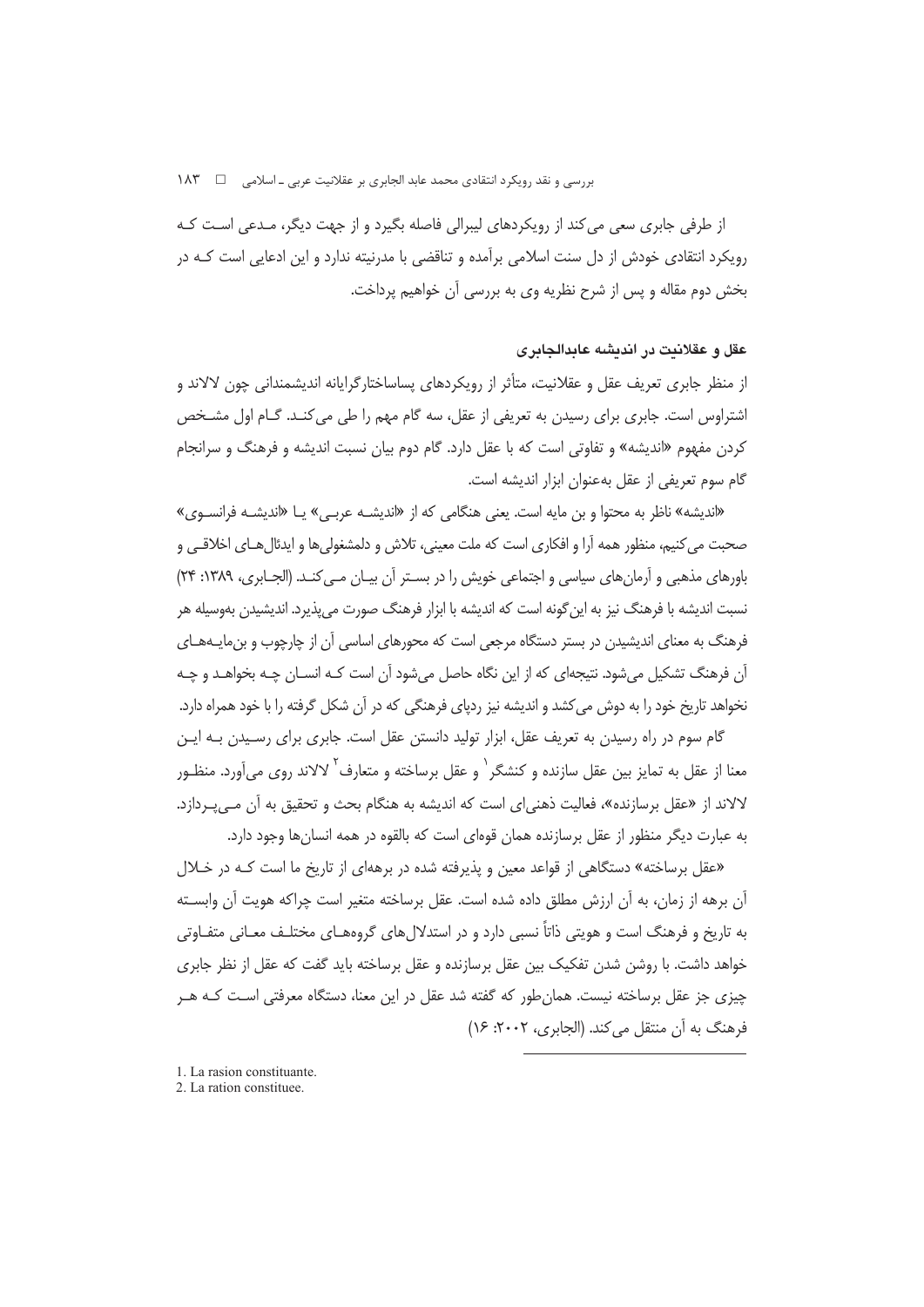از طرفی جابری سعی می‌کند از رویکردهای لیبرالی فاصله بگیرد و از جهت دیگر، مـدعی اسـت کـه رویکرد انتقادی خودش از دل سنت اسلامی برآمده و تناقضی با مدرنیته ندارد و این ادعایی است کـه در بخش دوم مقاله و پس از شرح نظریه وی به بررسی آن خواهیم پرداخت.

## عقل و عقلانیت در اندیشه عابدالجابری

از منظر جابری تعریف عقل و عقلانیت، متأثر از رویکردهای پساساختارگرایانه اندیشمندانی چون لالاند و اشتراوس است. جابری برای رسیدن به تعریفی از عقل، سه گام مهم را طی می‌کنـد. گـام اول مشـخص کردن مفهوم «اندیشه» و تفاوتی است که با عقل دارد. گام دوم بیان نسبت اندیشه و فرهنگ و سرانجام گام سوم تعریفی از عقل به‌عنوان ابزار اندیشه است.

«اندیشه» ناظر به محتوا و بن مایه است. یعنی هنگامی که از «اندیشـه عربـی» یـا «اندیشـه فرانسـوی» صحبت می‌کنیم، منظور همه آرا و افکاری است که ملت معینی، تلاش و دلمشغولی‌ها و ایدئال‌هـای اخلاقـی و باورهای مذهبی و آرمان‌های سیاسی و اجتماعی خویش را در بسـتر آن بیـان مـی‌کنـد. (الجـابری، ۱۳۸۹: ۲۴) نسبت اندیشه با فرهنگ نیز به این‌گونه است که اندیشه با ابزار فرهنگ صورت می‌پذیرد. اندیشیدن به‌وسیله هر فرهنگ به معنای اندیشیدن در بستر دستگاه مرجعی است که محورهای اساسی آن از چارچوب و بن‌مایـه‌هـای آن فرهنگ تشکیل می‌شود. نتیجه‌ای که از این نگاه حاصل می‌شود آن است کـه انسـان چـه بخواهـد و چـه نخواهد تاریخ خود را به دوش می‌کشد و اندیشه نیز ردپای فرهنگی که در آن شکل گرفته را با خود همراه دارد.

گام سوم در راه رسیدن به تعریف عقل، ابزار تولید دانستن عقل است. جابری برای رسـیدن بـه ایـن معنا از عقل به تمایز بین عقل سازنده و کنشگر[1] و عقل برساخته و متعارف[2] لالاند روی می‌آورد. منظـور لالاند از «عقل برسازنده»، فعالیت ذهنی‌ای است که اندیشه به هنگام بحث و تحقیق به آن مـی‌پـردازد. به عبارت دیگر منظور از عقل برسازنده همان قوه‌ای است که بالقوه در همه انسان‌ها وجود دارد.

«عقل برساخته» دستگاهی از قواعد معین و پذیرفته شده در برهه‌ای از تاریخ ما است کـه در خـلال آن برهه از زمان، به آن ارزش مطلق داده شده است. عقل برساخته متغیر است چراکه هویت آن وابسـته به تاریخ و فرهنگ است و هویتی ذاتاً نسبی دارد و در استدلال‌های گروه‌هـای مختلـف معـانی متفـاوتی خواهد داشت. با روشن شدن تفکیک بین عقل برسازنده و عقل برساخته باید گفت که عقل از نظر جابری چیزی جز عقل برساخته نیست. همان‌طور که گفته شد عقل در این معنا، دستگاه معرفتی اسـت کـه هـر فرهنگ به آن منتقل می‌کند. (الجابری، ۲۰۰۲: ۱۶)

---

1. La rasion constituante.
2. La ration constituee.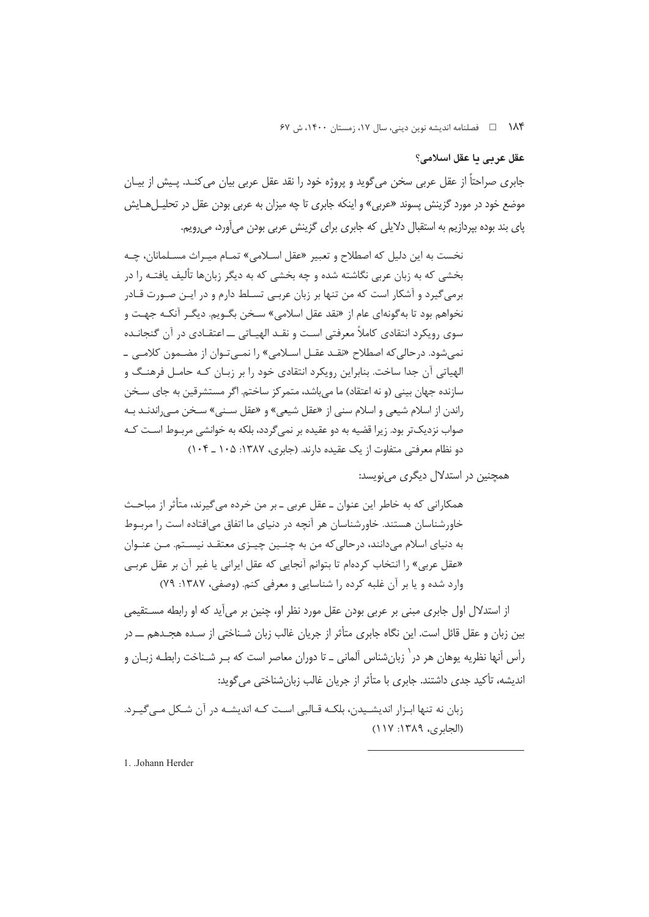### عقل عربی یا عقل اسلامی؟

جابری صراحتاً از عقل عربی سخن می‌گوید و پروژه خود را نقد عقل عربی بیان می‌کنـد. پـیش از بیـان موضع خود در مورد گزینش پسوند «عربی» و اینکه جابری تا چه میزان به عربی بودن عقل در تحلیـل‌هـایش پای بند بوده بپردازیم به استقبال دلایلی که جابری برای گزینش عربی بودن می‌آورد، می‌رویم.

> نخست به این دلیل که اصطلاح و تعبیر «عقل اسـلامی» تمـام میـراث مسـلمانان، چـه بخشی که به زبان عربی نگاشته شده و چه بخشی که به دیگر زبان‌ها تألیف یافتـه را در برمی‌گیرد و آشکار است که من تنها بر زبان عربـی تسـلط دارم و در ایـن صـورت قـادر نخواهم بود تا به‌گونه‌ای عام از «نقد عقل اسلامی» سـخن بگـویم. دیگـر آنکـه جهـت و سوی رویکرد انتقادی کاملاً معرفتی اسـت و نقـد الهیـاتی ـــ اعتقـادی در آن گنجانـده نمی‌شود. درحالی‌که اصطلاح «نقـد عقـل اسـلامی» را نمـی‌تـوان از مضـمون کلامـی ـ الهیاتی آن جدا ساخت. بنابراین رویکرد انتقادی خود را بر زبـان کـه حامـل فرهنـگ و سازنده جهان بینی (و نه اعتقاد) ما می‌باشد، متمرکز ساختم. اگر مستشرقین به جای سـخن راندن از اسلام شیعی و اسلام سنی از «عقل شیعی» و «عقل سـنی» سـخن مـی‌راندنـد بـه صواب نزدیک‌تر بود. زیرا قضیه به دو عقیده بر نمی‌گردد، بلکه به خوانشی مربـوط اسـت کـه دو نظام معرفتی متفاوت از یک عقیده دارند. (جابری، ۱۳۸۷: ۱۰۵ ـ ۱۰۴)

همچنین در استدلال دیگری می‌نویسد:

> همکارانی که به خاطر این عنوان ـ عقل عربی ـ بر من خرده می‌گیرند، متأثر از مباحـث خاورشناسان هستند. خاورشناسان هر آنچه در دنیای ما اتفاق می‌افتاده است را مربـوط به دنیای اسلام می‌دانند، درحالی‌که من به چنـین چیـزی معتقـد نیسـتم. مـن عنـوان «عقل عربی» را انتخاب کرده‌ام تا بتوانم آنجایی که عقل ایرانی یا غیر آن بر عقل عربـی وارد شده و یا بر آن غلبه کرده را شناسایی و معرفی کنم. (وصفی، ۱۳۸۷: ۷۹)

از استدلال اول جابری مبنی بر عربی بودن عقل مورد نظر او، چنین بر می‌آید که او رابطه مسـتقیمی بین زبان و عقل قائل است. این نگاه جابری متأثر از جریان غالب زبان شـناختی از سـده هجـدهم ـــ در رأس آنها نظریه یوهان هر در[1] زبان‌شناس آلمانی ـ تا دوران معاصر است که بـر شـناخت رابطـه زبـان و اندیشه، تأکید جدی داشتند. جابری با متأثر از جریان غالب زبان‌شناختی می‌گوید:

> زبان نه تنها ابـزار اندیشـیدن، بلکـه قـالبی اسـت کـه اندیشـه در آن شـکل مـی‌گیـرد. (الجابری، ۱۳۸۹: ۱۱۷)

---

1. .Johann Herder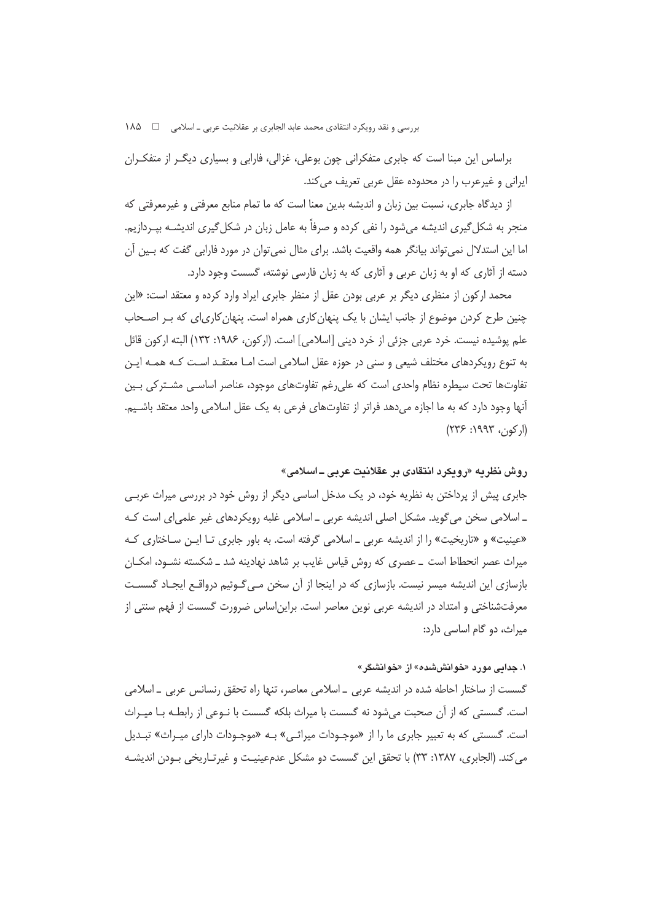براساس این مبنا است که جابری متفکرانی چون بوعلی، غزالی، فارابی و بسیاری دیگـر از متفکـران ایرانی و غیرعرب را در محدوده عقل عربی تعریف می‌کند.

از دیدگاه جابری، نسبت بین زبان و اندیشه بدین معنا است که ما تمام منابع معرفتی و غیرمعرفتی که منجر به شکل‌گیری اندیشه می‌شود را نفی کرده و صرفاً به عامل زبان در شکل‌گیری اندیشـه بپـردازیم. اما این استدلال نمی‌تواند بیانگر همه واقعیت باشد. برای مثال نمی‌توان در مورد فارابی گفت که بـین آن دسته از آثاری که او به زبان عربی و آثاری که به زبان فارسی نوشته، گسست وجود دارد.

محمد ارکون از منظری دیگر بر عربی بودن عقل از منظر جابری ایراد وارد کرده و معتقد است: «این چنین طرح کردن موضوع از جانب ایشان با یک پنهان‌کاری همراه است. پنهان‌کاری‌ای که بـر اصـحاب علم پوشیده نیست. خرد عربی جزئی از خرد دینی [اسلامی] است. (ارکون، ۱۹۸۶: ۱۳۲) البته ارکون قائل به تنوع رویکردهای مختلف شیعی و سنی در حوزه عقل اسلامی است امـا معتقـد اسـت کـه همـه ایـن تفاوت‌ها تحت سیطره نظام واحدی است که علی‌رغم تفاوت‌های موجود، عناصر اساسـی مشـترکی بـین آنها وجود دارد که به ما اجازه می‌دهد فراتر از تفاوت‌های فرعی به یک عقل اسلامی واحد معتقد باشـیم. (ارکون، ۱۹۹۳: ۲۳۶)

## روش نظریه «رویکرد انتقادی بر عقلانیت عربی ـ اسلامی»

جابری پیش از پرداختن به نظریه خود، در یک مدخل اساسی دیگر از روش خود در بررسی میراث عربـی ـ اسلامی سخن می‌گوید. مشکل اصلی اندیشه عربی ـ اسلامی غلبه رویکردهای غیر علمی‌ای است کـه «عینیت» و «تاریخیت» را از اندیشه عربی ـ اسلامی گرفته است. به باور جابری تـا ایـن سـاختاری کـه میراث عصر انحطاط است ـ عصری که روش قیاس غایب بر شاهد نهادینه شد ـ شکسته نشـود، امکـان بازسازی این اندیشه میسر نیست. بازسازی که در اینجا از آن سخن مـی‌گـوئیم درواقـع ایجـاد گسسـت معرفت‌شناختی و امتداد در اندیشه عربی نوین معاصر است. براین‌اساس ضرورت گسست از فهم سنتی از میراث، دو گام اساسی دارد:

### ۱. جدایی مورد «خوانش‌شده» از «خوانشگر»

گسست از ساختار احاطه شده در اندیشه عربی ـ اسلامی معاصر، تنها راه تحقق رنسانس عربی ـ اسلامی است. گسستی که از آن صحبت می‌شود نه گسست با میراث بلکه گسست با نـوعی از رابطـه بـا میـراث است. گسستی که به تعبیر جابری ما را از «موجـودات میراثـی» بـه «موجـودات دارای میـراث» تبـدیل می‌کند. (الجابری، ۱۳۸۷: ۳۳) با تحقق این گسست دو مشکل عدم‌عینیـت و غیرتـاریخی بـودن اندیشـه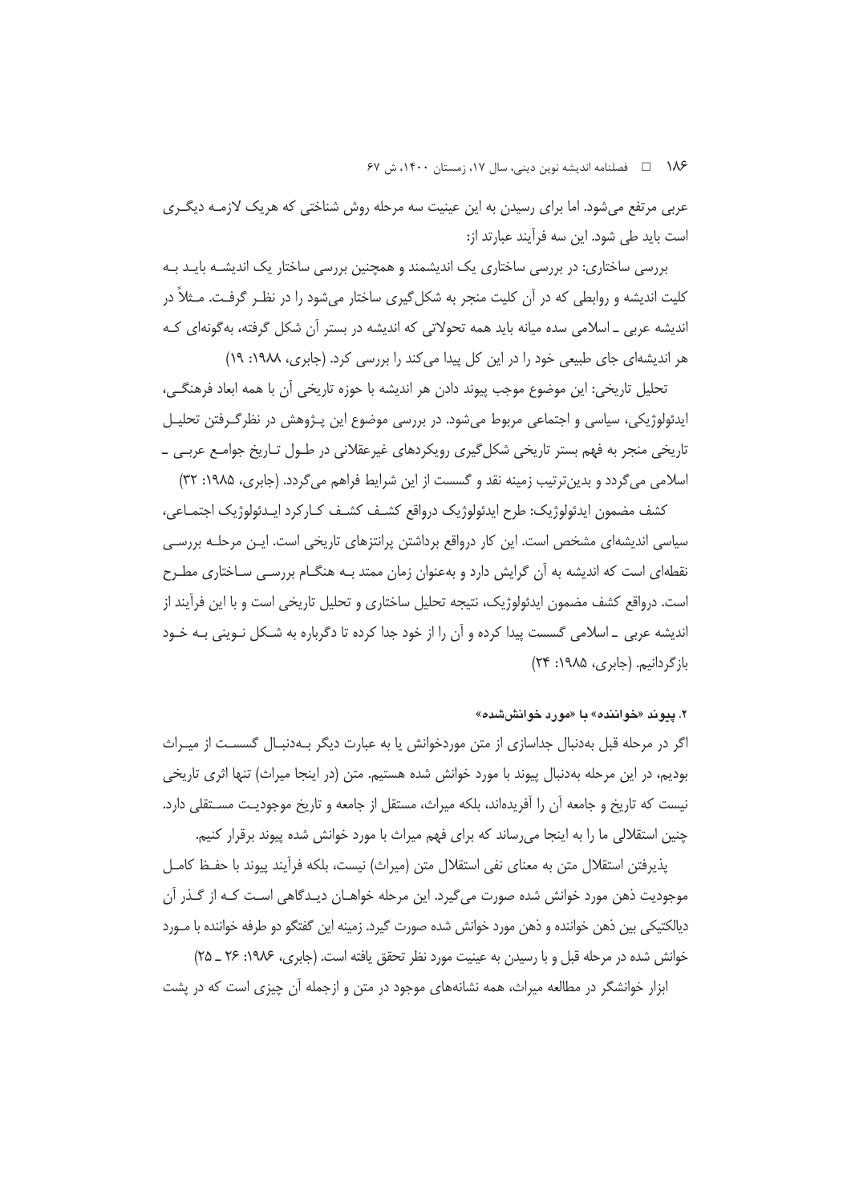عربی مرتفع می‌شود. اما برای رسیدن به این عینیت سه مرحله روش شناختی که هریک لازمه دیگری است باید طی شود. این سه فرآیند عبارتد از:

بررسی ساختاری: در بررسی ساختاری یک اندیشمند و همچنین بررسی ساختار یک اندیشه باید به کلیت اندیشه و روابطی که در آن کلیت منجر به شکل‌گیری ساختار می‌شود را در نظر گرفت. مثلاً در اندیشه عربی ـ اسلامی سده میانه باید همه تحولاتی که اندیشه در بستر آن شکل گرفته، به‌گونه‌ای که هر اندیشه‌ای جای طبیعی خود را در این کل پیدا می‌کند را بررسی کرد. (جابری، ۱۹۸۸: ۱۹)

تحلیل تاریخی: این موضوع موجب پیوند دادن هر اندیشه با حوزه تاریخی آن با همه ابعاد فرهنگی، ایدئولوژیکی، سیاسی و اجتماعی مربوط می‌شود. در بررسی موضوع این پژوهش در نظرگرفتن تحلیل تاریخی منجر به فهم بستر تاریخی شکل‌گیری رویکردهای غیرعقلانی در طول تاریخ جوامع عربی ـ اسلامی می‌گردد و بدین‌ترتیب زمینه نقد و گسست از این شرایط فراهم می‌گردد. (جابری، ۱۹۸۵: ۳۲)

کشف مضمون ایدئولوژیک: طرح ایدئولوژیک درواقع کشف کشف کارکرد ایدئولوژیک اجتماعی، سیاسی اندیشه‌ای مشخص است. این کار درواقع برداشتن پرانتزهای تاریخی است. این مرحله بررسی نقطه‌ای است که اندیشه به آن گرایش دارد و به‌عنوان زمان ممتد به هنگام بررسی ساختاری مطرح است. درواقع کشف مضمون ایدئولوژیک، نتیجه تحلیل ساختاری و تحلیل تاریخی است و با این فرآیند از اندیشه عربی ـ اسلامی گسست پیدا کرده و آن را از خود جدا کرده تا دگرباره به شکل نوینی به خود بازگردانیم. (جابری، ۱۹۸۵: ۲۴)

#### ۲. پیوند «خواننده» با «مورد خوانش‌شده»

اگر در مرحله قبل به‌دنبال جداسازی از متن موردخوانش یا به عبارت دیگر به‌دنبال گسست از میراث بودیم، در این مرحله به‌دنبال پیوند با مورد خوانش شده هستیم. متن (در اینجا میراث) تنها اثری تاریخی نیست که تاریخ و جامعه آن را آفریده‌اند، بلکه میراث، مستقل از جامعه و تاریخ موجودیت مستقلی دارد. چنین استقلالی ما را به اینجا می‌رساند که برای فهم میراث با مورد خوانش شده پیوند برقرار کنیم.

پذیرفتن استقلال متن به معنای نفی استقلال متن (میراث) نیست، بلکه فرآیند پیوند با حفظ کامل موجودیت ذهن مورد خوانش شده صورت می‌گیرد. این مرحله خواهان دیدگاهی است که از گذر آن دیالکتیکی بین ذهن خواننده و ذهن مورد خوانش شده صورت گیرد. زمینه این گفتگو دو طرفه خواننده با مورد خوانش شده در مرحله قبل و با رسیدن به عینیت مورد نظر تحقق یافته است. (جابری، ۱۹۸۶: ۲۶ ـ ۲۵)

ابزار خوانشگر در مطالعه میراث، همه نشانه‌های موجود در متن و ازجمله آن چیزی است که در پشت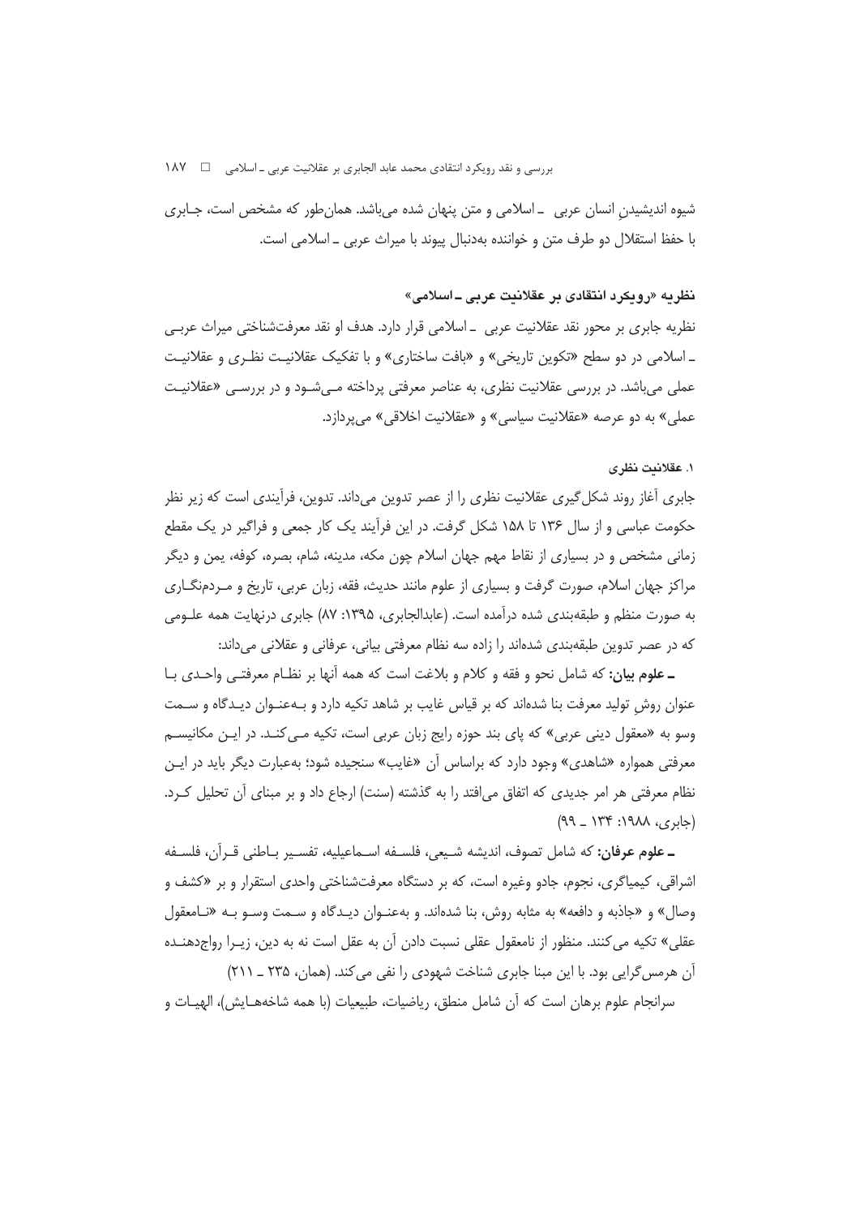شیوه اندیشیدنِ انسان عربی ـ اسلامی و متن پنهان شده می‌باشد. همان‌طور که مشخص است، جابری با حفظ استقلال دو طرف متن و خواننده به‌دنبال پیوند با میراث عربی ـ اسلامی است.

## نظریه «رویکرد انتقادی بر عقلانیت عربی ـ اسلامی»

نظریه جابری بر محور نقد عقلانیت عربی ـ اسلامی قرار دارد. هدف او نقد معرفت‌شناختی میراث عربی ـ اسلامی در دو سطح «تکوین تاریخی» و «بافت ساختاری» و با تفکیک عقلانیت نظری و عقلانیت عملی می‌باشد. در بررسی عقلانیت نظری، به عناصر معرفتی پرداخته می‌شود و در بررسی «عقلانیت عملی» به دو عرصه «عقلانیت سیاسی» و «عقلانیت اخلاقی» می‌پردازد.

### ۱. عقلانیت نظری

جابری آغاز روند شکل‌گیری عقلانیت نظری را از عصر تدوین می‌داند. تدوین، فرآیندی است که زیر نظر حکومت عباسی و از سال ۱۳۶ تا ۱۵۸ شکل گرفت. در این فرآیند یک کار جمعی و فراگیر در یک مقطع زمانی مشخص و در بسیاری از نقاط مهم جهان اسلام چون مکه، مدینه، شام، بصره، کوفه، یمن و دیگر مراکز جهان اسلام، صورت گرفت و بسیاری از علوم مانند حدیث، فقه، زبان عربی، تاریخ و مردم‌نگاری به صورت منظم و طبقه‌بندی شده درآمده است. (عابدالجابری، ۱۳۹۵: ۸۷) جابری درنهایت همه علومی که در عصر تدوین طبقه‌بندی شده‌اند را زاده سه نظام معرفتی بیانی، عرفانی و عقلانی می‌داند:

**ـ علوم بیان:** که شامل نحو و فقه و کلام و بلاغت است که همه آنها بر نظام معرفتی واحدی با عنوان روشِ تولید معرفت بنا شده‌اند که بر قیاس غایب بر شاهد تکیه دارد و به‌عنوان دیدگاه و سمت وسو به «معقول دینی عربی» که پای بند حوزه رایج زبان عربی است، تکیه می‌کند. در این مکانیسم معرفتی همواره «شاهدی» وجود دارد که براساس آن «غایب» سنجیده شود؛ به‌عبارت دیگر باید در این نظام معرفتی هر امر جدیدی که اتفاق می‌افتد را به گذشته (سنت) ارجاع داد و بر مبنای آن تحلیل کرد. (جابری، ۱۹۸۸: ۱۳۴ ـ ۹۹)

**ـ علوم عرفان:** که شامل تصوف، اندیشه شیعی، فلسفه اسماعیلیه، تفسیر باطنی قرآن، فلسفه اشراقی، کیمیاگری، نجوم، جادو وغیره است، که بر دستگاه معرفت‌شناختی واحدی استقرار و بر «کشف و وصال» و «جاذبه و دافعه» به مثابه روش، بنا شده‌اند. و به‌عنوان دیدگاه و سمت وسو به «نامعقول عقلی» تکیه می‌کنند. منظور از نامعقول عقلی نسبت دادن آن به عقل است نه به دین، زیرا رواج‌دهنده آن هرمس‌گرایی بود. با این مبنا جابری شناخت شهودی را نفی می‌کند. (همان، ۲۳۵ ـ ۲۱۱)

سرانجام علوم برهان است که آن شامل منطق، ریاضیات، طبیعیات (با همه شاخه‌هایش)، الهیات و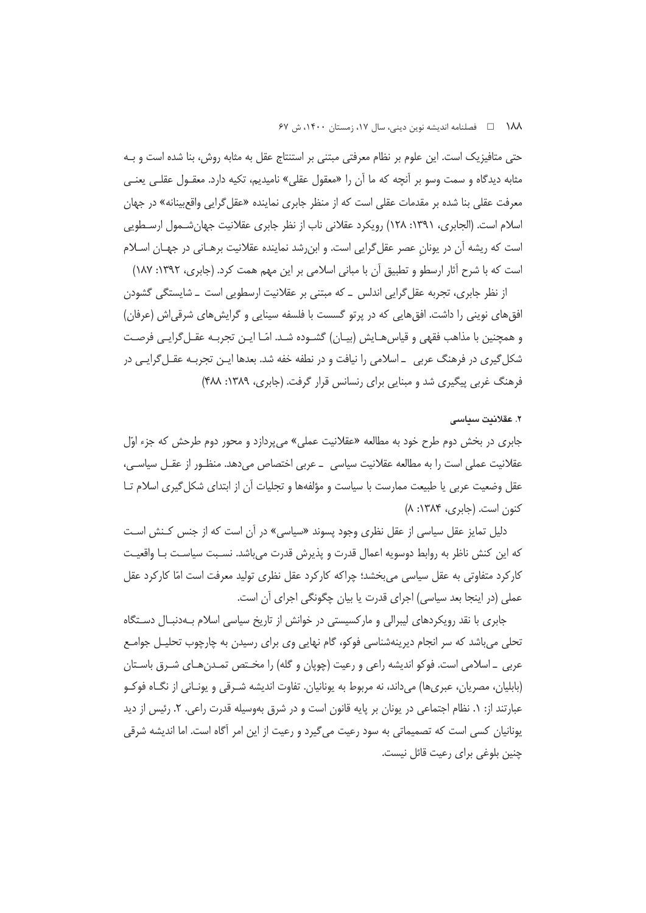حتی متافیزیک است. این علوم بر نظام معرفتی مبتنی بر استنتاج عقل به مثابه روش، بنا شده است و به مثابه دیدگاه و سمت وسو بر آنچه که ما آن را «معقول عقلی» نامیدیم، تکیه دارد. معقول عقلی یعنی معرفت عقلی بنا شده بر مقدمات عقلی است که از منظر جابری نماینده «عقل‌گرایی واقع‌بینانه» در جهان اسلام است. (الجابری، ۱۳۹۱: ۱۲۸) رویکرد عقلانی ناب از نظر جابری عقلانیت جهان‌شمول ارسطویی است که ریشه آن در یونانِ عصر عقل‌گرایی است. و ابن‌رشد نماینده عقلانیت برهانی در جهان اسلام است که با شرح آثار ارسطو و تطبیق آن با مبانی اسلامی بر این مهم همت کرد. (جابری، ۱۳۹۲: ۱۸۷)

از نظر جابری، تجربه عقل‌گرایی اندلس ـ که مبتنی بر عقلانیت ارسطویی است ـ شایستگی گشودن افق‌های نوینی را داشت. افق‌هایی که در پرتو گسست با فلسفه سینایی و گرایش‌های شرقی‌اش (عرفان) و همچنین با مذاهب فقهی و قیاس‌هایش (بیان) گشوده شد. امّا این تجربه عقل‌گرایی فرصت شکل‌گیری در فرهنگ عربی ـ اسلامی را نیافت و در نطفه خفه شد. بعدها این تجربه عقل‌گرایی در فرهنگ غربی پیگیری شد و مبنایی برای رنسانس قرار گرفت. (جابری، ۱۳۸۹: ۴۸۸)

### ۲. عقلانیت سیاسی

جابری در بخش دوم طرح خود به مطالعه «عقلانیت عملی» می‌پردازد و محور دوم طرحش که جزء اوّل عقلانیت عملی است را به مطالعه عقلانیت سیاسی ـ عربی اختصاص می‌دهد. منظور از عقل سیاسی، عقل وضعیت عربی یا طبیعت ممارست با سیاست و مؤلفه‌ها و تجلیات آن از ابتدای شکل‌گیری اسلام تا کنون است. (جابری، ۱۳۸۴: ۸)

دلیل تمایز عقل سیاسی از عقل نظری وجود پسوند «سیاسی» در آن است که از جنس کنش است که این کنش ناظر به روابط دوسویه اعمال قدرت و پذیرش قدرت می‌باشد. نسبت سیاست با واقعیت کارکرد متفاوتی به عقل سیاسی می‌بخشد؛ چراکه کارکرد عقل نظری تولید معرفت است امّا کارکرد عقل عملی (در اینجا بعد سیاسی) اجرای قدرت یا بیان چگونگی اجرای آن است.

جابری با نقد رویکردهای لیبرالی و مارکسیستی در خوانش از تاریخ سیاسی اسلام به‌دنبال دستگاه تحلی می‌باشد که سر انجام دیرینه‌شناسی فوکو، گام نهایی وی برای رسیدن به چارچوب تحلیل جوامع عربی ـ اسلامی است. فوکو اندیشه راعی و رعیت (چوپان و گله) را مختص تمدن‌های شرق باستان (بابلیان، مصریان، عبری‌ها) می‌داند، نه مربوط به یونانیان. تفاوت اندیشه شرقی و یونانی از نگاه فوکو عبارتند از: ۱. نظام اجتماعی در یونان بر پایه قانون است و در شرق به‌وسیله قدرت راعی. ۲. رئیس از دید یونانیان کسی است که تصمیماتی به سود رعیت می‌گیرد و رعیت از این امر آگاه است. اما اندیشه شرقی چنین بلوغی برای رعیت قائل نیست.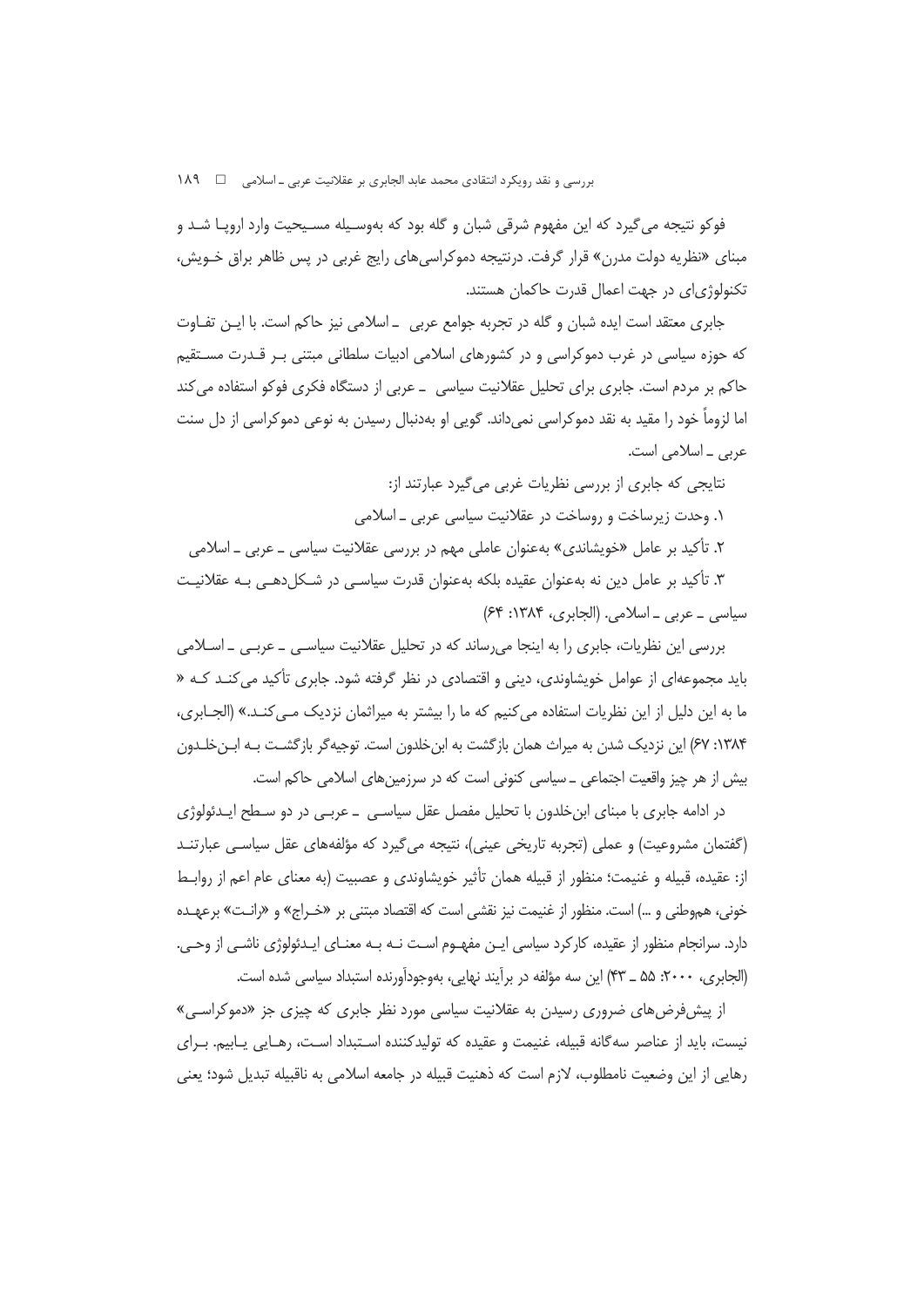فوکو نتیجه می‌گیرد که این مفهوم شرقی شبان و گله بود که به‌وسیله مسیحیت وارد اروپا شد و مبنای «نظریه دولت مدرن» قرار گرفت. درنتیجه دموکراسی‌های رایج غربی در پس ظاهر براق خویش، تکنولوژی‌ای در جهت اعمال قدرت حاکمان هستند.

جابری معتقد است ایده شبان و گله در تجربه جوامع عربی ـ اسلامی نیز حاکم است. با این تفاوت که حوزه سیاسی در غرب دموکراسی و در کشورهای اسلامی ادبیات سلطانی مبتنی بر قدرت مستقیم حاکم بر مردم است. جابری برای تحلیل عقلانیت سیاسی ـ عربی از دستگاه فکری فوکو استفاده می‌کند اما لزوماً خود را مقید به نقد دموکراسی نمی‌داند. گویی او به‌دنبال رسیدن به نوعی دموکراسی از دل سنت عربی ـ اسلامی است.

نتایجی که جابری از بررسی نظریات غربی می‌گیرد عبارتند از:

۱. وحدت زیرساخت و روساخت در عقلانیت سیاسی عربی ـ اسلامی

۲. تأکید بر عامل «خویشاندی» به‌عنوان عاملی مهم در بررسی عقلانیت سیاسی ـ عربی ـ اسلامی

۳. تأکید بر عامل دین نه به‌عنوان عقیده بلکه به‌عنوان قدرت سیاسی در شکل‌دهی به عقلانیت سیاسی ـ عربی ـ اسلامی. (الجابری، ۱۳۸۴: ۶۴)

بررسی این نظریات، جابری را به اینجا می‌رساند که در تحلیل عقلانیت سیاسی ـ عربی ـ اسلامی باید مجموعه‌ای از عوامل خویشاوندی، دینی و اقتصادی در نظر گرفته شود. جابری تأکید می‌کند که « ما به این دلیل از این نظریات استفاده می‌کنیم که ما را بیشتر به میراثمان نزدیک می‌کند.» (الجابری، ۱۳۸۴: ۶۷) این نزدیک شدن به میراث همان بازگشت به ابن‌خلدون است. توجیه‌گر بازگشت به ابن‌خلدون بیش از هر چیز واقعیت اجتماعی ـ سیاسی کنونی است که در سرزمین‌های اسلامی حاکم است.

در ادامه جابری با مبنای ابن‌خلدون با تحلیل مفصل عقل سیاسی ـ عربی در دو سطح ایدئولوژی (گفتمان مشروعیت) و عملی (تجربه تاریخی عینی)، نتیجه می‌گیرد که مؤلفه‌های عقل سیاسی عبارتند از: عقیده، قبیله و غنیمت؛ منظور از قبیله همان تأثیر خویشاوندی و عصبیت (به معنای عام اعم از روابط خونی، هم‌وطنی و ...) است. منظور از غنیمت نیز نقشی است که اقتصاد مبتنی بر «خراج» و «رانت» برعهده دارد. سرانجام منظور از عقیده، کارکرد سیاسی این مفهوم است نه به معنای ایدئولوژی ناشی از وحی. (الجابری، ۲۰۰۰: ۵۵ ـ ۴۳) این سه مؤلفه در برآیند نهایی، به‌وجودآورنده استبداد سیاسی شده است.

از پیش‌فرض‌های ضروری رسیدن به عقلانیت سیاسی مورد نظر جابری که چیزی جز «دموکراسی» نیست، باید از عناصر سه‌گانه قبیله، غنیمت و عقیده که تولیدکننده استبداد است، رهایی یابیم. برای رهایی از این وضعیت نامطلوب، لازم است که ذهنیت قبیله در جامعه اسلامی به ناقبیله تبدیل شود؛ یعنی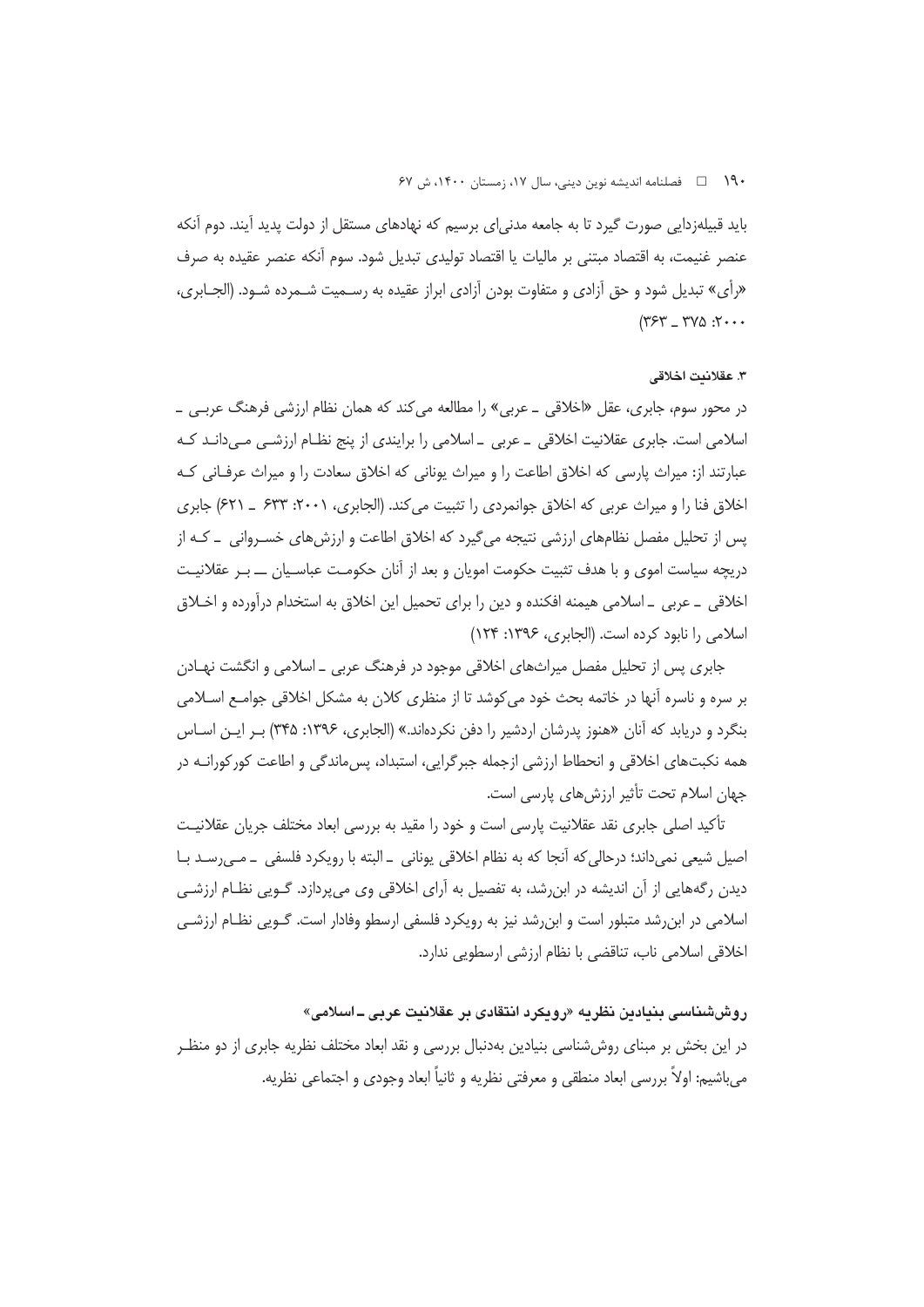باید قبیله‌زدایی صورت گیرد تا به جامعه مدنی‌ای برسیم که نهادهای مستقل از دولت پدید آیند. دوم آنکه عنصر غنیمت، به اقتصاد مبتنی بر مالیات یا اقتصاد تولیدی تبدیل شود. سوم آنکه عنصر عقیده به صرف «رأی» تبدیل شود و حق آزادی و متفاوت بودن آزادی ابراز عقیده به رسمیت شمرده شود. (الجابری، ۲۰۰۰: ۳۷۵ ـ ۳۶۳)

### ۳. عقلانیت اخلاقی

در محور سوم، جابری، عقل «اخلاقی ـ عربی» را مطالعه می‌کند که همان نظام ارزشی فرهنگ عربی ـ اسلامی است. جابری عقلانیت اخلاقی ـ عربی ـ اسلامی را برایندی از پنج نظام ارزشی می‌داند که عبارتند از: میراث پارسی که اخلاق اطاعت را و میراث یونانی که اخلاق سعادت را و میراث عرفانی که اخلاق فنا را و میراث عربی که اخلاق جوانمردی را تثبیت می‌کند. (الجابری، ۲۰۰۱: ۶۳۳ ـ ۶۲۱) جابری پس از تحلیل مفصل نظام‌های ارزشی نتیجه می‌گیرد که اخلاق اطاعت و ارزش‌های خسروانی ـ که از دریچه سیاست اموی و با هدف تثبیت حکومت امویان و بعد از آنان حکومت عباسیان ــ بر عقلانیت اخلاقی ـ عربی ـ اسلامی هیمنه افکنده و دین را برای تحمیل این اخلاق به استخدام درآورده و اخلاق اسلامی را نابود کرده است. (الجابری، ۱۳۹۶: ۱۲۴)

جابری پس از تحلیل مفصل میراث‌های اخلاقی موجود در فرهنگ عربی ـ اسلامی و انگشت نهادن بر سره و ناسره آنها در خاتمه بحث خود می‌کوشد تا از منظری کلان به مشکل اخلاقی جوامع اسلامی بنگرد و دریابد که آنان «هنوز پدرشان اردشیر را دفن نکرده‌اند.» (الجابری، ۱۳۹۶: ۳۴۵) بر این اساس همه نکبت‌های اخلاقی و انحطاط ارزشی ازجمله جبرگرایی، استبداد، پس‌ماندگی و اطاعت کورکورانه در جهان اسلام تحت تأثیر ارزش‌های پارسی است.

تأکید اصلی جابری نقد عقلانیت پارسی است و خود را مقید به بررسی ابعاد مختلف جریان عقلانیت اصیل شیعی نمی‌داند؛ درحالی‌که آنجا که به نظام اخلاقی یونانی ـ البته با رویکرد فلسفی ـ می‌رسد با دیدن رگه‌هایی از آن اندیشه در ابن‌رشد، به تفصیل به آرای اخلاقی وی می‌پردازد. گویی نظام ارزشی اسلامی در ابن‌رشد متبلور است و ابن‌رشد نیز به رویکرد فلسفی ارسطو وفادار است. گویی نظام ارزشی اخلاقی اسلامی ناب، تناقضی با نظام ارزشی ارسطویی ندارد.

## روش‌شناسی بنیادین نظریه «رویکرد انتقادی بر عقلانیت عربی ـ اسلامی»

در این بخش بر مبنای روش‌شناسی بنیادین به‌دنبال بررسی و نقد ابعاد مختلف نظریه جابری از دو منظر می‌باشیم: اولاً بررسی ابعاد منطقی و معرفتی نظریه و ثانیاً ابعاد وجودی و اجتماعی نظریه.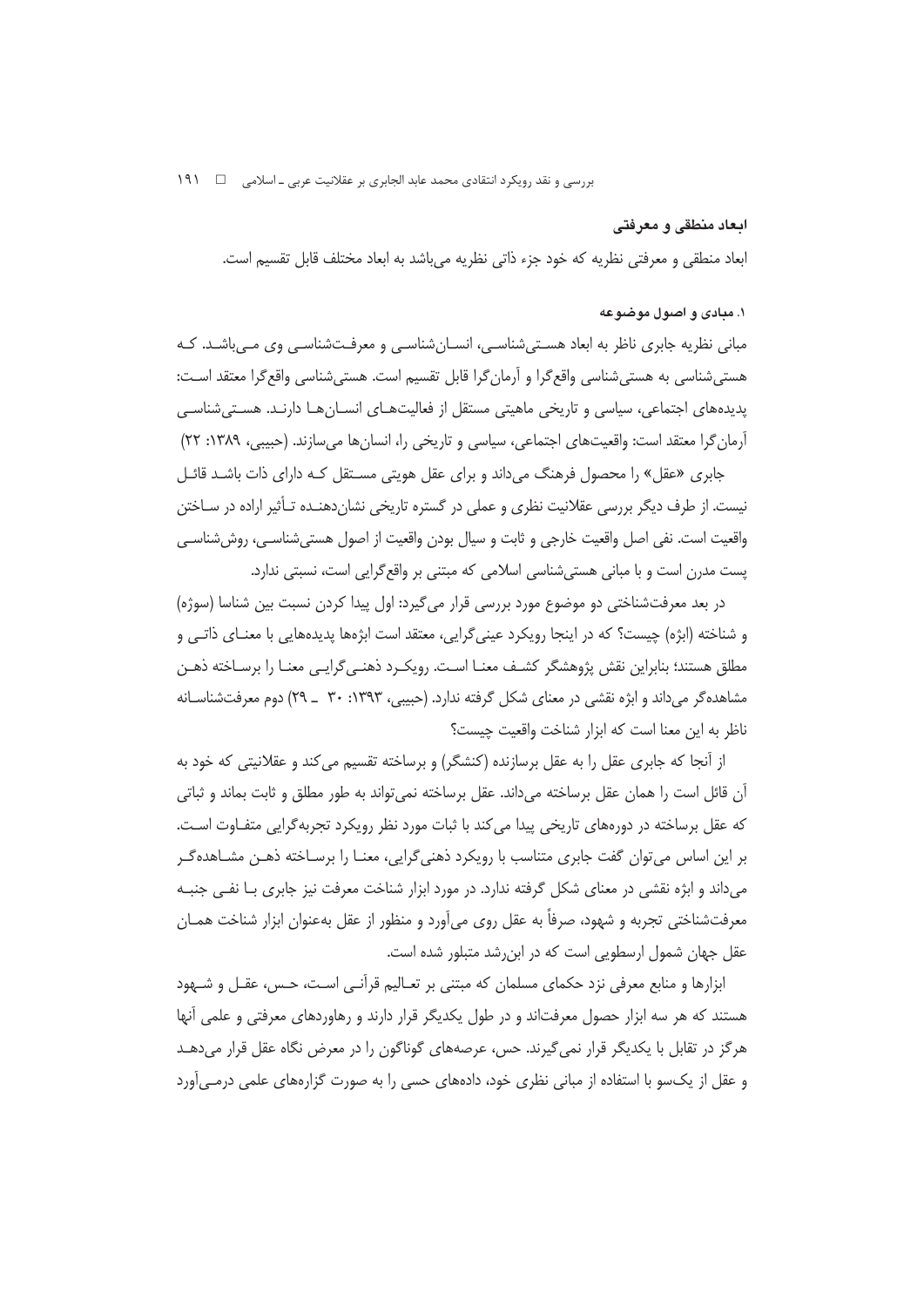### ابعاد منطقی و معرفتی

ابعاد منطقی و معرفتی نظریه که خود جزء ذاتی نظریه می‌باشد به ابعاد مختلف قابل تقسیم است.

#### ۱. مبادی و اصول موضوعه

مبانی نظریه جابری ناظر به ابعاد هستی‌شناسی، انسان‌شناسی و معرفت‌شناسی وی می‌باشد. که هستی‌شناسی به هستی‌شناسی واقع‌گرا و آرمان‌گرا قابل تقسیم است. هستی‌شناسی واقع‌گرا معتقد است: پدیده‌های اجتماعی، سیاسی و تاریخی ماهیتی مستقل از فعالیت‌های انسان‌ها دارند. هستی‌شناسی آرمان‌گرا معتقد است: واقعیت‌های اجتماعی، سیاسی و تاریخی را، انسان‌ها می‌سازند. (حبیبی، ۱۳۸۹: ۲۲)

جابری «عقل» را محصول فرهنگ می‌داند و برای عقل هویتی مستقل که دارای ذات باشد قائل نیست. از طرف دیگر بررسی عقلانیت نظری و عملی در گستره تاریخی نشان‌دهنده تأثیر اراده در ساختن واقعیت است. نفی اصل واقعیت خارجی و ثابت و سیال بودن واقعیت از اصول هستی‌شناسی، روش‌شناسی پست مدرن است و با مبانی هستی‌شناسی اسلامی که مبتنی بر واقع‌گرایی است، نسبتی ندارد.

در بعد معرفت‌شناختی دو موضوع مورد بررسی قرار می‌گیرد: اول پیدا کردن نسبت بین شناسا (سوژه) و شناخته (ابژه) چیست؟ که در اینجا رویکرد عینی‌گرایی، معتقد است ابژه‌ها پدیده‌هایی با معنای ذاتی و مطلق هستند؛ بنابراین نقش پژوهشگر کشف معنا است. رویکرد ذهنی‌گرایی معنا را برساخته ذهن مشاهده‌گر می‌داند و ابژه نقشی در معنای شکل گرفته ندارد. (حبیبی، ۱۳۹۳: ۳۰ ـ ۲۹) دوم معرفت‌شناسانه ناظر به این معنا است که ابزار شناخت واقعیت چیست؟

از آنجا که جابری عقل را به عقل برسازنده (کنشگر) و برساخته تقسیم می‌کند و عقلانیتی که خود به آن قائل است را همان عقل برساخته می‌داند. عقل برساخته نمی‌تواند به طور مطلق و ثابت بماند و ثباتی که عقل برساخته در دوره‌های تاریخی پیدا می‌کند با ثبات مورد نظر رویکرد تجربه‌گرایی متفاوت است. بر این اساس می‌توان گفت جابری متناسب با رویکرد ذهنی‌گرایی، معنا را برساخته ذهن مشاهده‌گر می‌داند و ابژه نقشی در معنای شکل گرفته ندارد. در مورد ابزار شناخت معرفت نیز جابری با نفی جنبه معرفت‌شناختی تجربه و شهود، صرفاً به عقل روی می‌آورد و منظور از عقل به‌عنوان ابزار شناخت همان عقل جهان شمول ارسطویی است که در ابن‌رشد متبلور شده است.

ابزارها و منابع معرفی نزد حکمای مسلمان که مبتنی بر تعالیم قرآنی است، حس، عقل و شهود هستند که هر سه ابزار حصول معرفت‌اند و در طول یکدیگر قرار دارند و رهاوردهای معرفتی و علمی آنها هرگز در تقابل با یکدیگر قرار نمی‌گیرند. حس، عرصه‌های گوناگون را در معرض نگاه عقل قرار می‌دهد و عقل از یک‌سو با استفاده از مبانی نظری خود، داده‌های حسی را به صورت گزاره‌های علمی درمی‌آورد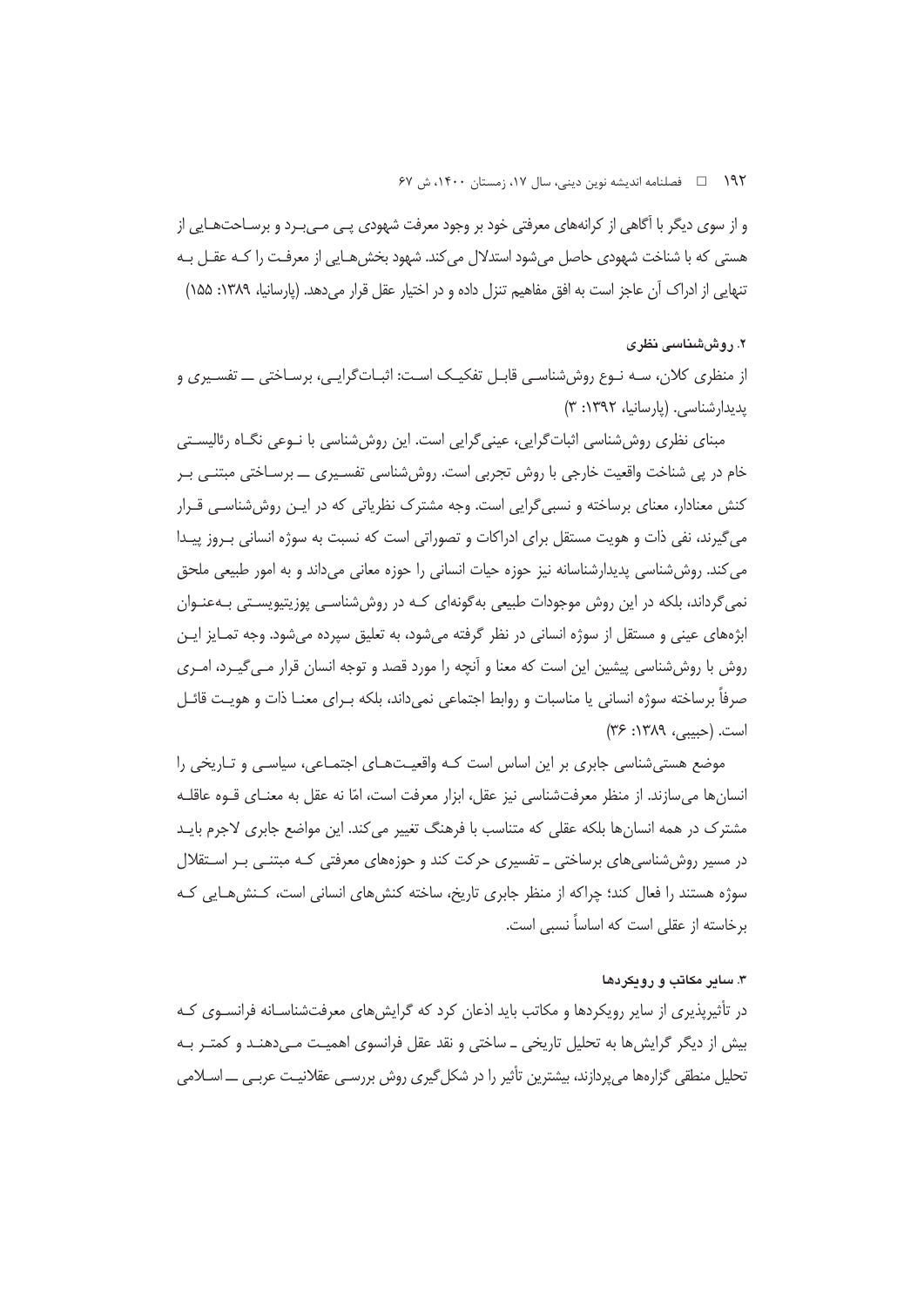و از سوی دیگر با آگاهی از کرانه‌های معرفتی خود بر وجود معرفت شهودی پی می‌برد و برساخت‌هایی از هستی که با شناخت شهودی حاصل می‌شود استدلال می‌کند. شهود بخش‌هایی از معرفت را کـه عقـل بـه تنهایی از ادراک آن عاجز است به افق مفاهیم تنزل داده و در اختیار عقل قرار می‌دهد. (پارسانیا، ۱۳۸۹: ۱۵۵)

### ۲. روش‌شناسی نظری

از منظری کلان، سه نوع روش‌شناسی قابل تفکیک است: اثبات‌گرایی، برساختی ـــ تفسیری و پدیدارشناسی. (پارسانیا، ۱۳۹۲: ۳)

مبنای نظری روش‌شناسی اثبات‌گرایی، عینی‌گرایی است. این روش‌شناسی با نوعی نگاه رئالیستی خام در پی شناخت واقعیت خارجی با روش تجربی است. روش‌شناسی تفسیری ـــ برساختی مبتنی بر کنش معنادار، معنای برساخته و نسبی‌گرایی است. وجه مشترک نظریاتی که در این روش‌شناسی قرار می‌گیرند، نفی ذات و هویت مستقل برای ادراکات و تصوراتی است که نسبت به سوژه انسانی بروز پیدا می‌کند. روش‌شناسی پدیدارشناسانه نیز حوزه حیات انسانی را حوزه معانی می‌داند و به امور طبیعی ملحق نمی‌گرداند، بلکه در این روش موجودات طبیعی به‌گونه‌ای کـه در روش‌شناسی پوزیتیویستی به‌عنوان ابژه‌های عینی و مستقل از سوژه انسانی در نظر گرفته می‌شود، به تعلیق سپرده می‌شود. وجه تمایز این روش با روش‌شناسی پیشین این است که معنا و آنچه را مورد قصد و توجه انسان قرار می‌گیرد، امری صرفاً برساخته سوژه انسانی یا مناسبات و روابط اجتماعی نمی‌داند، بلکه برای معنا ذات و هویت قائل است. (حبیبی، ۱۳۸۹: ۳۶)

موضع هستی‌شناسی جابری بر این اساس است کـه واقعیت‌های اجتماعی، سیاسی و تاریخی را انسان‌ها می‌سازند. از منظر معرفت‌شناسی نیز عقل، ابزار معرفت است، امّا نه عقل به معنای قوه عاقله مشترک در همه انسان‌ها بلکه عقلی که متناسب با فرهنگ تغییر می‌کند. این مواضع جابری لاجرم باید در مسیر روش‌شناسی‌های برساختی ـ تفسیری حرکت کند و حوزه‌های معرفتی کـه مبتنی بر استقلال سوژه هستند را فعال کند؛ چراکه از منظر جابری تاریخ، ساخته کنش‌های انسانی است، کنش‌هایی کـه برخاسته از عقلی است که اساساً نسبی است.

### ۳. سایر مکاتب و رویکردها

در تأثیرپذیری از سایر رویکردها و مکاتب باید اذعان کرد که گرایش‌های معرفت‌شناسانه فرانسوی کـه بیش از دیگر گرایش‌ها به تحلیل تاریخی ـ ساختی و نقد عقل فرانسوی اهمیت می‌دهند و کمتر به تحلیل منطقی گزاره‌ها می‌پردازند، بیشترین تأثیر را در شکل‌گیری روش بررسی عقلانیت عربی ـــ اسلامی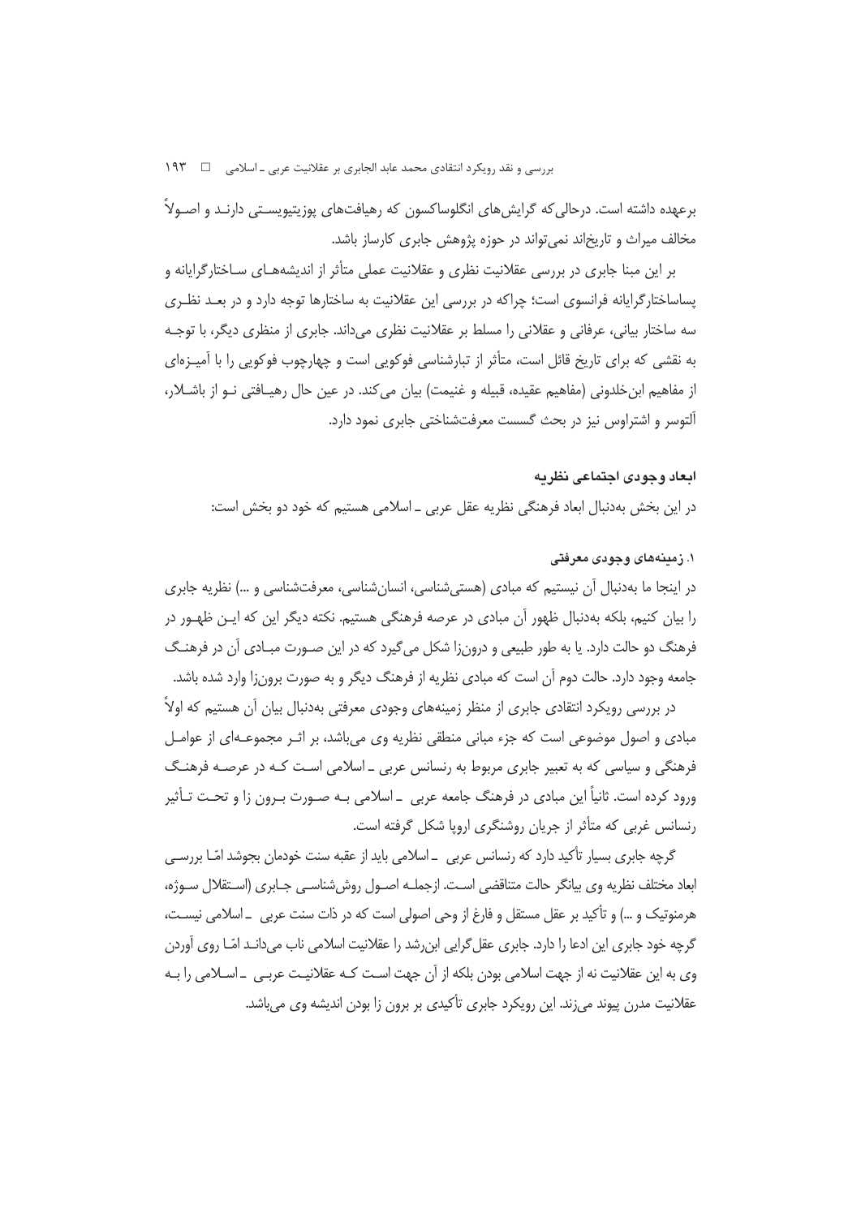برعهده داشته است. درحالی‌که گرایش‌های انگلوساکسون که رهیافت‌های پوزیتیویستی دارند و اصولاً مخالف میراث و تاریخ‌اند نمی‌تواند در حوزه پژوهش جابری کارساز باشد.

بر این مبنا جابری در بررسی عقلانیت نظری و عقلانیت عملی متأثر از اندیشه‌های ساختارگرایانه و پساساختارگرایانه فرانسوی است؛ چراکه در بررسی این عقلانیت به ساختارها توجه دارد و در بعد نظری سه ساختار بیانی، عرفانی و عقلانی را مسلط بر عقلانیت نظری می‌داند. جابری از منظری دیگر، با توجه به نقشی که برای تاریخ قائل است، متأثر از تبارشناسی فوکویی است و چهارچوب فوکویی را با آمیزه‌ای از مفاهیم ابن‌خلدونی (مفاهیم عقیده، قبیله و غنیمت) بیان می‌کند. در عین حال رهیافتی نو از باشلار، آلتوسر و اشتراوس نیز در بحث گسست معرفت‌شناختی جابری نمود دارد.

### ابعاد وجودی اجتماعی نظریه

در این بخش به‌دنبال ابعاد فرهنگی نظریه عقل عربی ـ اسلامی هستیم که خود دو بخش است:

#### ۱. زمینه‌های وجودی معرفتی

در اینجا ما به‌دنبال آن نیستیم که مبادی (هستی‌شناسی، انسان‌شناسی، معرفت‌شناسی و ...) نظریه جابری را بیان کنیم، بلکه به‌دنبال ظهور آن مبادی در عرصه فرهنگی هستیم. نکته دیگر این که این ظهور در فرهنگ دو حالت دارد. یا به طور طبیعی و درون‌زا شکل می‌گیرد که در این صورت مبادی آن در فرهنگ جامعه وجود دارد. حالت دوم آن است که مبادی نظریه از فرهنگ دیگر و به صورت برون‌زا وارد شده باشد.

در بررسی رویکرد انتقادی جابری از منظر زمینه‌های وجودی معرفتی به‌دنبال بیان آن هستیم که اولاً مبادی و اصول موضوعی است که جزء مبانی منطقی نظریه وی می‌باشد، بر اثر مجموعه‌ای از عوامل فرهنگی و سیاسی که به تعبیر جابری مربوط به رنسانس عربی ـ اسلامی است که در عرصه فرهنگ ورود کرده است. ثانیاً این مبادی در فرهنگ جامعه عربی ـ اسلامی به صورت برون زا و تحت تأثیر رنسانس غربی که متأثر از جریان روشنگری اروپا شکل گرفته است.

گرچه جابری بسیار تأکید دارد که رنسانس عربی ـ اسلامی باید از عقبه سنت خودمان بجوشد امّا بررسی ابعاد مختلف نظریه وی بیانگر حالت متناقضی است. ازجمله اصول روش‌شناسی جابری (استقلال سوژه، هرمنوتیک و ...) و تأکید بر عقل مستقل و فارغ از وحی اصولی است که در ذات سنت عربی ـ اسلامی نیست، گرچه خود جابری این ادعا را دارد. جابری عقل‌گرایی ابن‌رشد را عقلانیت اسلامی ناب می‌داند امّا روی آوردن وی به این عقلانیت نه از جهت اسلامی بودن بلکه از آن جهت است که عقلانیت عربی ـ اسلامی را به عقلانیت مدرن پیوند می‌زند. این رویکرد جابری تأکیدی بر برون زا بودن اندیشه وی می‌باشد.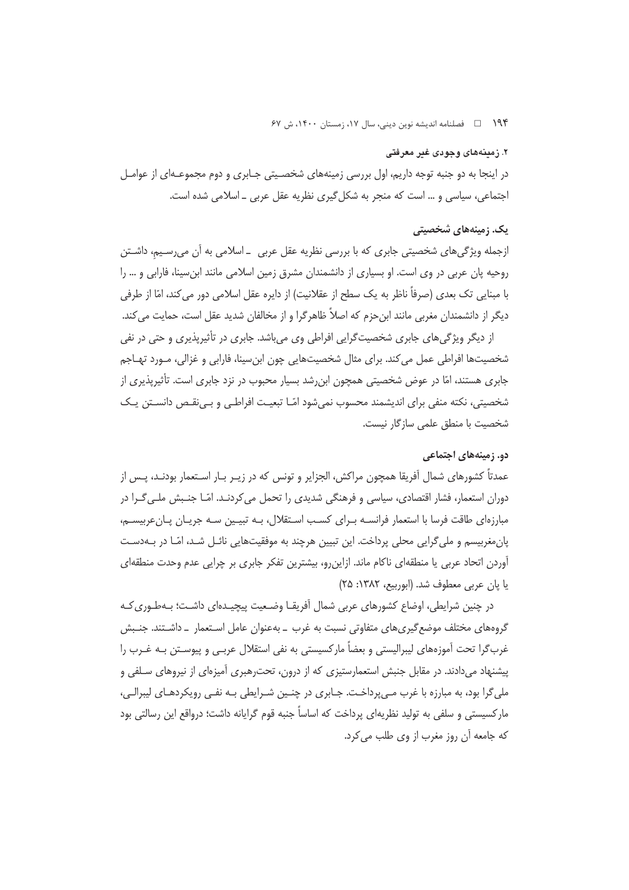## ۲. زمینه‌های وجودی غیر معرفتی

در اینجا به دو جنبه توجه داریم، اول بررسی زمینه‌های شخصیتی جابری و دوم مجموعه‌ای از عوامل اجتماعی، سیاسی و ... است که منجر به شکل‌گیری نظریه عقل عربی ـ اسلامی شده است.

### یک. زمینه‌های شخصیتی

ازجمله ویژگی‌های شخصیتی جابری که با بررسی نظریه عقل عربی ـ اسلامی به آن می‌رسیم، داشتن روحیه پان عربی در وی است. او بسیاری از دانشمندان مشرق زمین اسلامی مانند ابن‌سینا، فارابی و ... را با مبنایی تک بعدی (صرفاً ناظر به یک سطح از عقلانیت) از دایره عقل اسلامی دور می‌کند، امّا از طرفی دیگر از دانشمندان مغربی مانند ابن‌حزم که اصلاً ظاهرگرا و از مخالفان شدید عقل است، حمایت می‌کند.

از دیگر ویژگی‌های جابری شخصیت‌گرایی افراطی وی می‌باشد. جابری در تأثیرپذیری و حتی در نفی شخصیت‌ها افراطی عمل می‌کند. برای مثال شخصیت‌هایی چون ابن‌سینا، فارابی و غزالی، مورد تهاجم جابری هستند، امّا در عوض شخصیتی همچون ابن‌رشد بسیار محبوب در نزد جابری است. تأثیرپذیری از شخصیتی، نکته منفی برای اندیشمند محسوب نمی‌شود امّا تبعیت افراطی و بی‌نقص دانستن یک شخصیت با منطق علمی سازگار نیست.

### دو. زمینه‌های اجتماعی

عمدتاً کشورهای شمال آفریقا همچون مراکش، الجزایر و تونس که در زیر بار استعمار بودند، پس از دوران استعمار، فشار اقتصادی، سیاسی و فرهنگی شدیدی را تحمل می‌کردند. امّا جنبش ملی‌گرا در مبارزه‌ای طاقت فرسا با استعمار فرانسه برای کسب استقلال، به تبیین سه جریان پان‌عربیسم، پان‌مغربیسم و ملی‌گرایی محلی پرداخت. این تبیین هرچند به موفقیت‌هایی نائل شد، امّا در به‌دست آوردن اتحاد عربی یا منطقه‌ای ناکام ماند. ازاین‌رو، بیشترین تفکر جابری بر چرایی عدم وحدت منطقه‌ای یا پان عربی معطوف شد. (ابوربیع، ۱۳۸۲: ۲۵)

در چنین شرایطی، اوضاع کشورهای عربی شمال آفریقا وضعیت پیچیده‌ای داشت؛ به‌طوری‌که گروه‌های مختلف موضع‌گیری‌های متفاوتی نسبت به غرب ـ به‌عنوان عامل استعمار ـ داشتند. جنبش غرب‌گرا تحت آموزه‌های لیبرالیستی و بعضاً مارکسیستی به نفی استقلال عربی و پیوستن به غرب را پیشنهاد می‌دادند. در مقابل جنبش استعمارستیزی که از درون، تحت‌رهبری آمیزه‌ای از نیروهای سلفی و ملی‌گرا بود، به مبارزه با غرب می‌پرداخت. جابری در چنین شرایطی به نفی رویکردهای لیبرالی، مارکسیستی و سلفی به تولید نظریه‌ای پرداخت که اساساً جنبه قوم گرایانه داشت؛ درواقع این رسالتی بود که جامعه آن روز مغرب از وی طلب می‌کرد.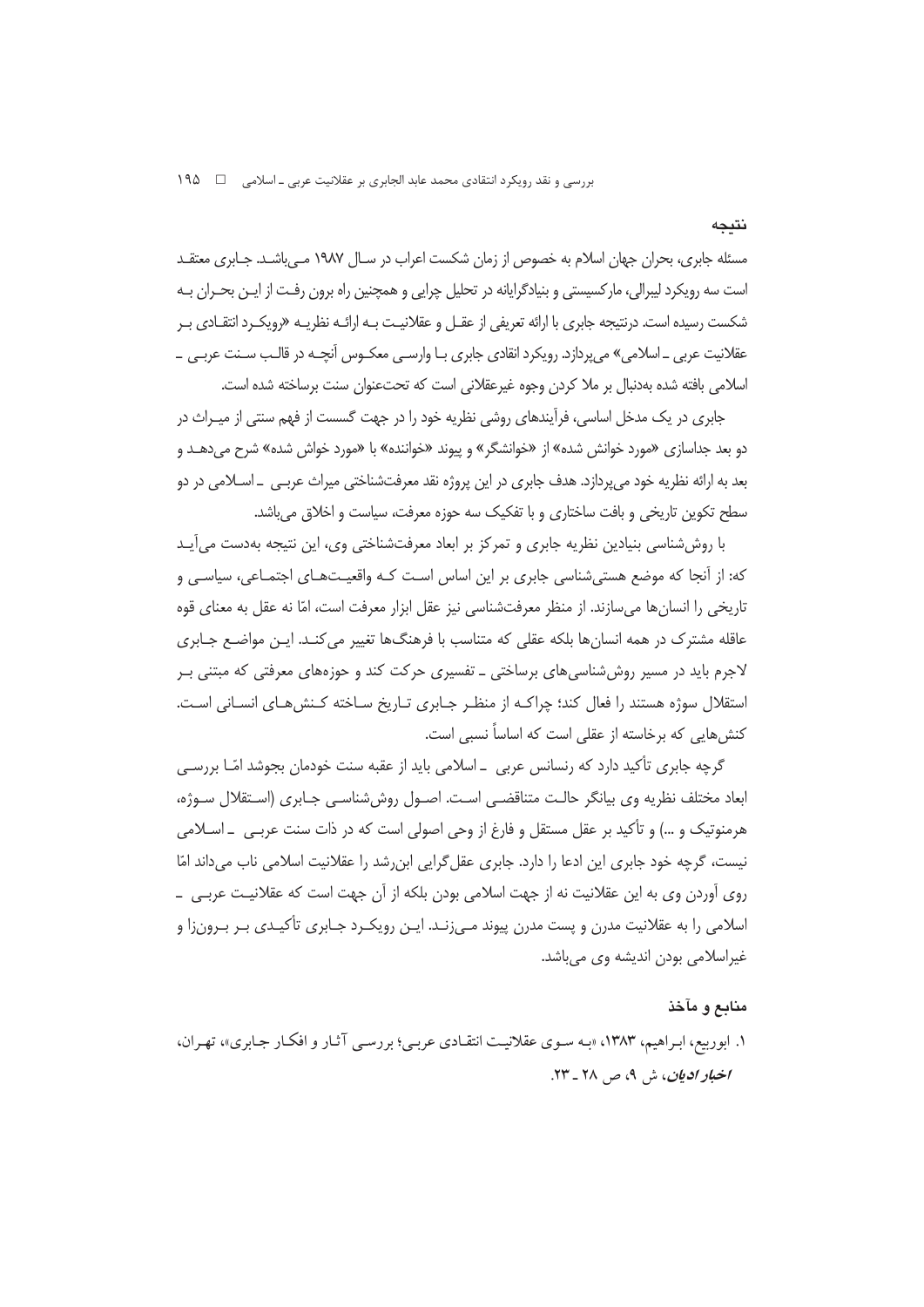## نتیجه

مسئله جابری، بحران جهان اسلام به خصوص از زمان شکست اعراب در سال ۱۹۸۷ می‌باشد. جابری معتقد است سه رویکرد لیبرالی، مارکسیستی و بنیادگرایانه در تحلیل چرایی و همچنین راه برون رفت از این بحران به شکست رسیده است. درنتیجه جابری با ارائه تعریفی از عقل و عقلانیت به ارائه نظریه «رویکرد انتقادی بر عقلانیت عربی ـ اسلامی» می‌پردازد. رویکرد انقادی جابری با وارسی معکوس آنچه در قالب سنت عربی ـ اسلامی بافته شده به‌دنبال بر ملا کردن وجوه غیرعقلانی است که تحت‌عنوان سنت برساخته شده است.

جابری در یک مدخل اساسی، فرآیندهای روشی نظریه خود را در جهت گسست از فهم سنتی از میراث در دو بعد جداسازی «مورد خوانش شده» از «خوانشگر» و پیوند «خواننده» با «مورد خواش شده» شرح می‌دهد و بعد به ارائه نظریه خود می‌پردازد. هدف جابری در این پروژه نقد معرفت‌شناختی میراث عربی ـ اسلامی در دو سطح تکوین تاریخی و بافت ساختاری و با تفکیک سه حوزه معرفت، سیاست و اخلاق می‌باشد.

با روش‌شناسی بنیادین نظریه جابری و تمرکز بر ابعاد معرفت‌شناختی وی، این نتیجه به‌دست می‌آید که: از آنجا که موضع هستی‌شناسی جابری بر این اساس است که واقعیت‌های اجتماعی، سیاسی و تاریخی را انسان‌ها می‌سازند. از منظر معرفت‌شناسی نیز عقل ابزار معرفت است، امّا نه عقل به معنای قوه عاقله مشترک در همه انسان‌ها بلکه عقلی که متناسب با فرهنگ‌ها تغییر می‌کند. این مواضع جابری لاجرم باید در مسیر روش‌شناسی‌های برساختی ـ تفسیری حرکت کند و حوزه‌های معرفتی که مبتنی بر استقلال سوژه هستند را فعال کند؛ چراکه از منظر جابری تاریخ ساخته کنش‌های انسانی است. کنش‌هایی که برخاسته از عقلی است که اساساً نسبی است.

گرچه جابری تأکید دارد که رنسانس عربی ـ اسلامی باید از عقبه سنت خودمان بجوشد امّا بررسی ابعاد مختلف نظریه وی بیانگر حالت متناقضی است. اصول روش‌شناسی جابری (استقلال سوژه، هرمنوتیک و ...) و تأکید بر عقل مستقل و فارغ از وحی اصولی است که در ذات سنت عربی ـ اسلامی نیست، گرچه خود جابری این ادعا را دارد. جابری عقل‌گرایی ابن‌رشد را عقلانیت اسلامی ناب می‌داند امّا روی آوردن وی به این عقلانیت نه از جهت اسلامی بودن بلکه از آن جهت است که عقلانیت عربی ـ اسلامی را به عقلانیت مدرن و پست مدرن پیوند می‌زند. این رویکرد جابری تأکیدی بر برون‌زا و غیراسلامی بودن اندیشه وی می‌باشد.

## منابع و مآخذ

۱. ابوربیع، ابراهیم، ۱۳۸۳، «به سوی عقلانیت انتقادی عربی؛ بررسی آثار و افکار جابری»، تهران، *اخبار ادیان*، ش ۹، ص ۲۸ ـ ۲۳.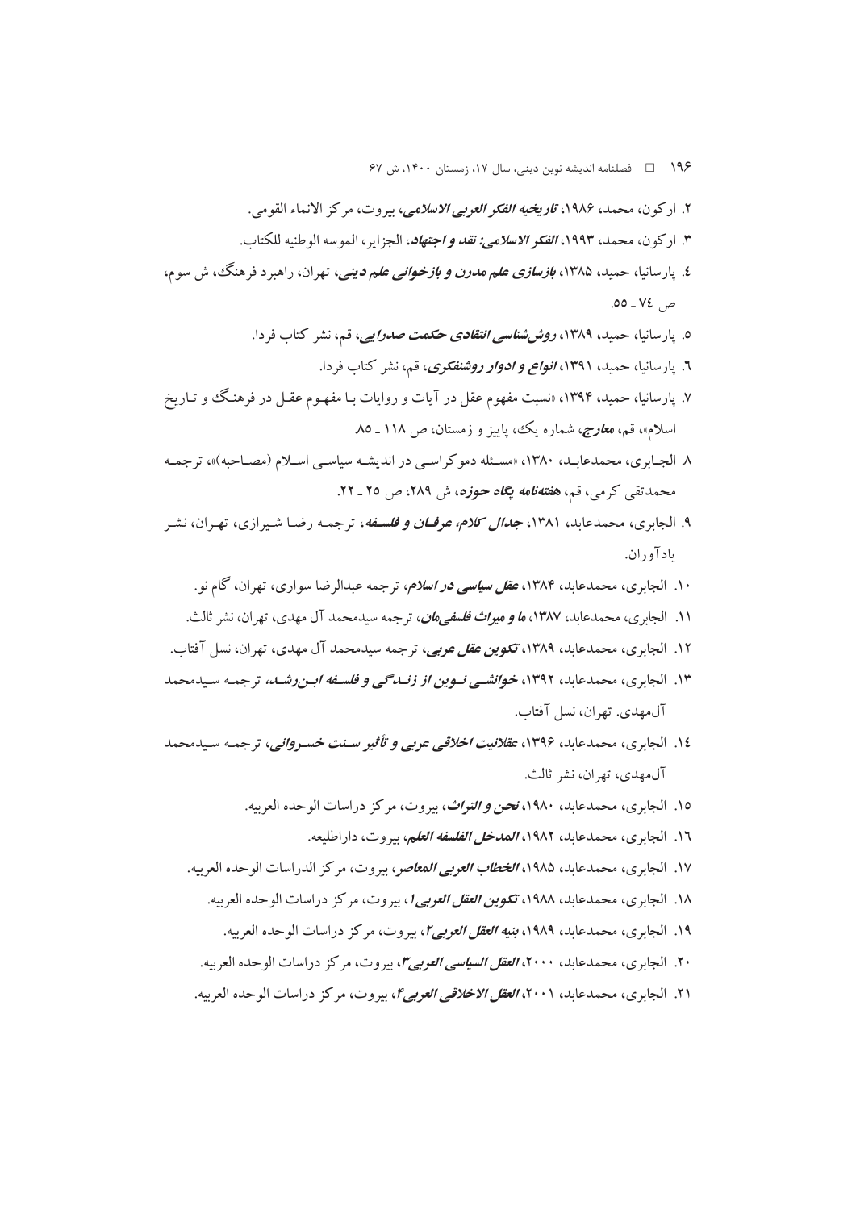۲. ارکون، محمد، ۱۹۸۶، *تاریخیه الفکر العربی الاسلامی*، بیروت، مرکز الانماء القومی.

۳. ارکون، محمد، ۱۹۹۳، *الفکر الاسلامی: نقد و اجتهاد*، الجزایر، الموسه الوطنیه للکتاب.

٤. پارسانیا، حمید، ۱۳۸۵، *بازسازی علم مدرن و بازخوانی علم دینی*، تهران، راهبرد فرهنگ، ش سوم، ص ٧٤ ـ ٥٥.

٥. پارسانیا، حمید، ۱۳۸۹، *روش‌شناسی انتقادی حکمت صدرایی*، قم، نشر کتاب فردا.

٦. پارسانیا، حمید، ۱۳۹۱، *انواع و ادوار روشنفکری*، قم، نشر کتاب فردا.

٧. پارسانیا، حمید، ۱۳۹۴، «نسبت مفهوم عقل در آیات و روایات با مفهوم عقل در فرهنگ و تاریخ اسلام»، قم، **معارج**، شماره یک، پاییز و زمستان، ص ۱۱۸ ـ ۸۵.

٨. الجابری، محمدعابد، ۱۳۸۰، «مسئله دموکراسی در اندیشه سیاسی اسلام (مصاحبه)»، ترجمه محمدتقی کرمی، قم، **هفته‌نامه پگاه حوزه**، ش ۲۸۹، ص ۲۵ ـ ۲۲.

۹. الجابری، محمدعابد، ۱۳۸۱، *جدال کلام، عرفان و فلسفه*، ترجمه رضا شیرازی، تهران، نشر یادآوران.

۱۰. الجابری، محمدعابد، ۱۳۸۴، *عقل سیاسی در اسلام*، ترجمه عبدالرضا سواری، تهران، گام نو.

۱۱. الجابری، محمدعابد، ۱۳۸۷، *ما و میراث فلسفی‌مان*، ترجمه سیدمحمد آل مهدی، تهران، نشر ثالث.

۱۲. الجابری، محمدعابد، ۱۳۸۹، *تکوین عقل عربی*، ترجمه سیدمحمد آل مهدی، تهران، نسل آفتاب.

۱۳. الجابری، محمدعابد، ۱۳۹۲، *خوانشی نوین از زندگی و فلسفه ابن‌رشد*، ترجمه سیدمحمد آل‌مهدی. تهران، نسل آفتاب.

١٤. الجابری، محمدعابد، ۱۳۹۶، *عقلانیت اخلاقی عربی و تأثیر سنت خسروانی*، ترجمه سیدمحمد آل‌مهدی، تهران، نشر ثالث.

۱۵. الجابری، محمدعابد، ۱۹۸۰، *نحن و التراث*، بیروت، مرکز دراسات الوحده العربیه.

١٦. الجابری، محمدعابد، ۱۹۸۲، *المدخل الفلسفه العلم*، بیروت، داراطلیعه.

۱۷. الجابری، محمدعابد، ۱۹۸۵، *الخطاب العربی المعاصر*، بیروت، مرکز الدراسات الوحده العربیه.

۱۸. الجابری، محمدعابد، ۱۹۸۸، *تکوین العقل العربی۱*، بیروت، مرکز دراسات الوحده العربیه.

۱۹. الجابری، محمدعابد، ۱۹۸۹، *بنیه العقل العربی۲*، بیروت، مرکز دراسات الوحده العربیه.

۲۰. الجابری، محمدعابد، ۲۰۰۰، *العقل السیاسی العربی۳*، بیروت، مرکز دراسات الوحده العربیه.

۲۱. الجابری، محمدعابد، ۲۰۰۱، *العقل الاخلاقی العربی۴*، بیروت، مرکز دراسات الوحده العربیه.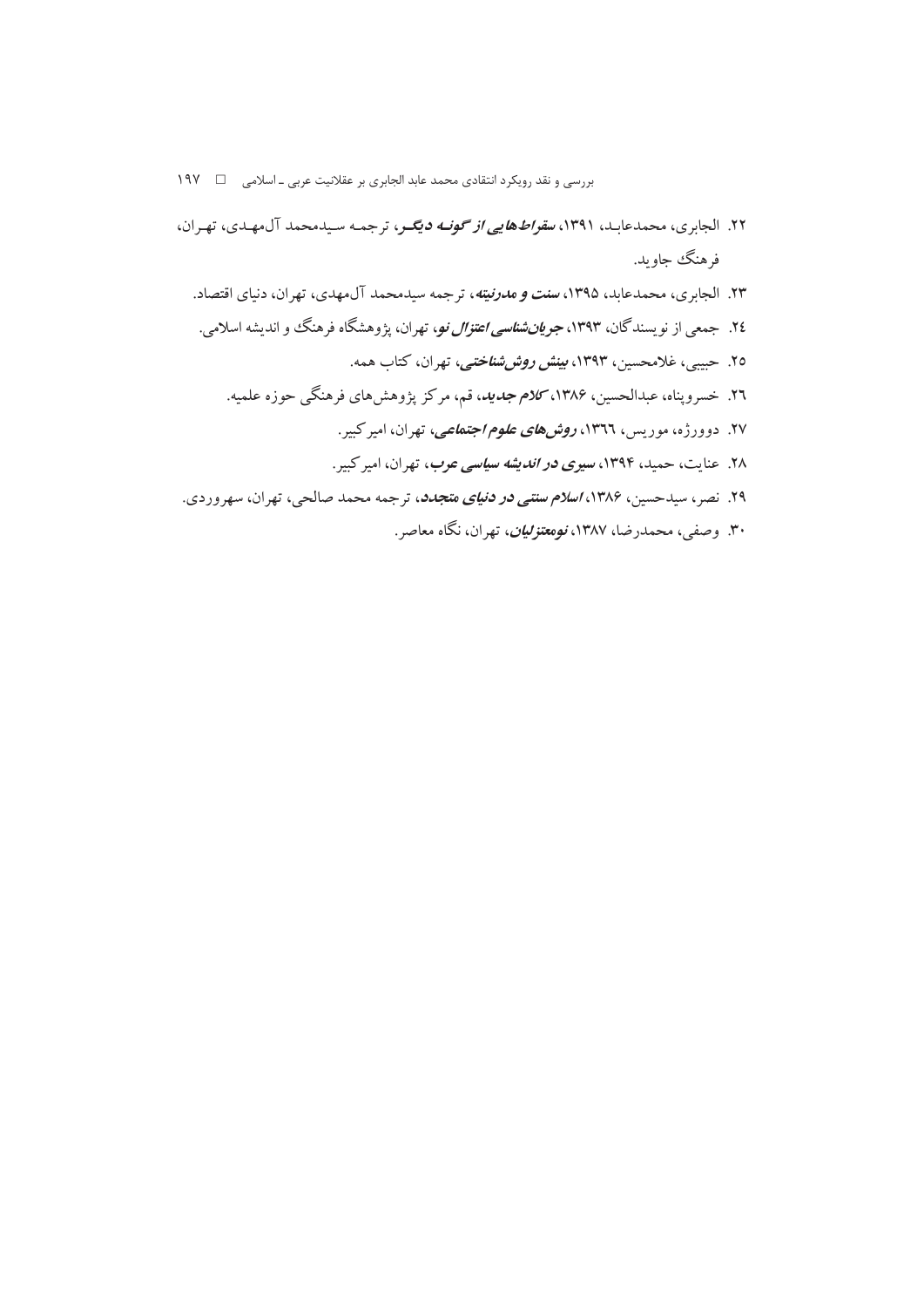۲۲. الجابری، محمدعابد، ۱۳۹۱، ***سقراط‌هایی از گونه دیگر***، ترجمه سیدمحمد آل‌مهدی، تهران، فرهنگ جاوید.

۲۳. الجابری، محمدعابد، ۱۳۹۵، ***سنت و مدرنیته***، ترجمه سیدمحمد آل‌مهدی، تهران، دنیای اقتصاد.

۲٤. جمعی از نویسندگان، ۱۳۹۳، ***جریان‌شناسی اعتزال نو***، تهران، پژوهشگاه فرهنگ و اندیشه اسلامی.

۲٥. حبیبی، غلامحسین، ۱۳۹۳، ***بینش روش‌شناختی***، تهران، کتاب همه.

۲٦. خسروپناه، عبدالحسین، ۱۳۸۶، ***کلام جدید***، قم، مرکز پژوهش‌های فرهنگی حوزه علمیه.

۲۷. دوورژه، موریس، ۱۳٦٦، ***روش‌های علوم اجتماعی***، تهران، امیرکبیر.

۲۸. عنایت، حمید، ۱۳۹۴، ***سیری در اندیشه سیاسی عرب***، تهران، امیرکبیر.

۲۹. نصر، سیدحسین، ۱۳۸۶، ***اسلام سنتی در دنیای متجدد***، ترجمه محمد صالحی، تهران، سهروردی.

۳۰. وصفی، محمدرضا، ۱۳۸۷، ***نومعتزلیان***، تهران، نگاه معاصر.